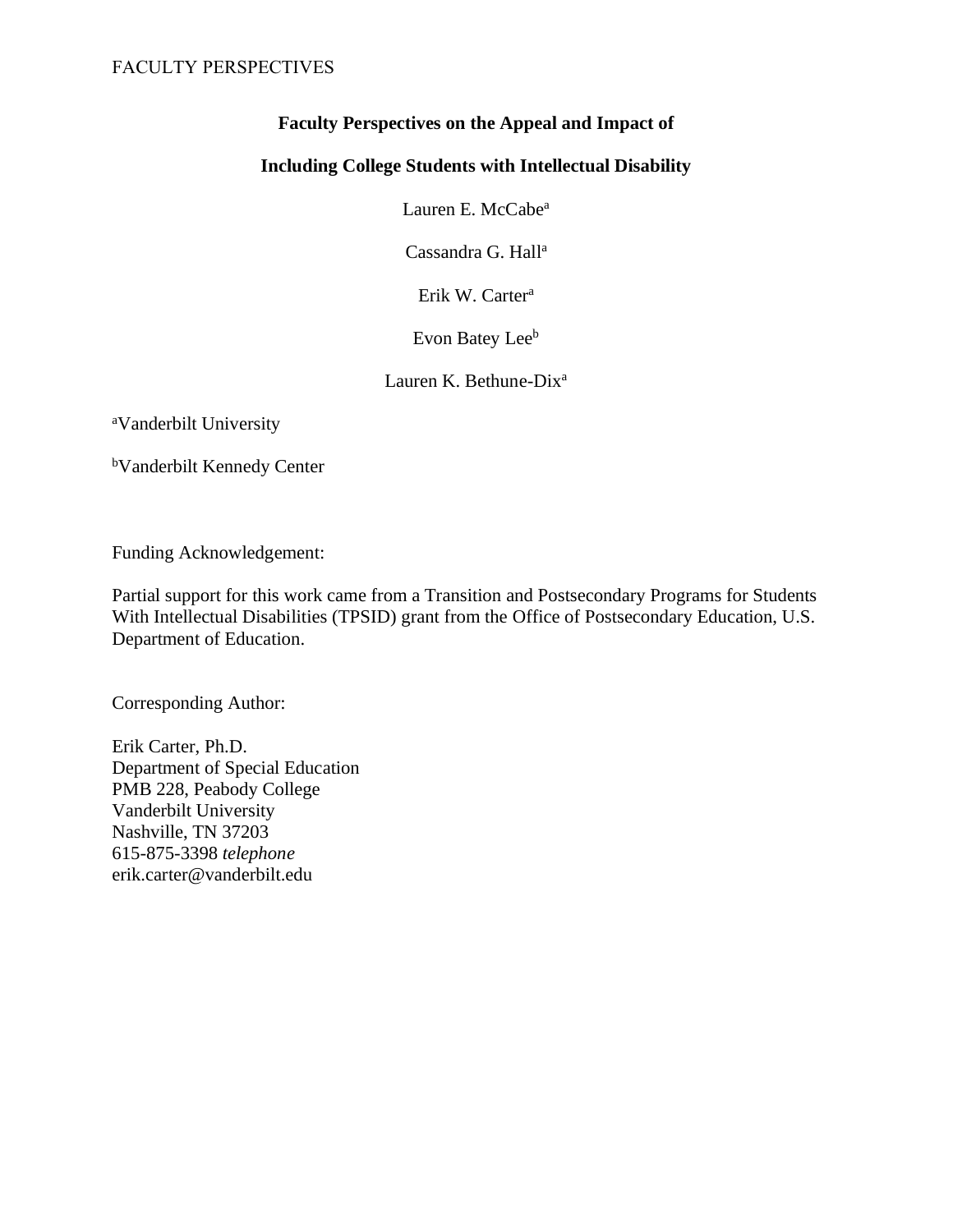# Faculty Perspectives on the Appeal and Impact of Including College Students with Intellectual Disability

Lauren E. McCabe[a]

Cassandra G. Hall[a]

Erik W. Carter[a]

Evon Batey Lee[b]

Lauren K. Bethune-Dix[a]

[a]Vanderbilt University

[b]Vanderbilt Kennedy Center

Funding Acknowledgement:

Partial support for this work came from a Transition and Postsecondary Programs for Students With Intellectual Disabilities (TPSID) grant from the Office of Postsecondary Education, U.S. Department of Education.

Corresponding Author:

Erik Carter, Ph.D.
Department of Special Education
PMB 228, Peabody College
Vanderbilt University
Nashville, TN 37203
615-875-3398 *telephone*
erik.carter@vanderbilt.edu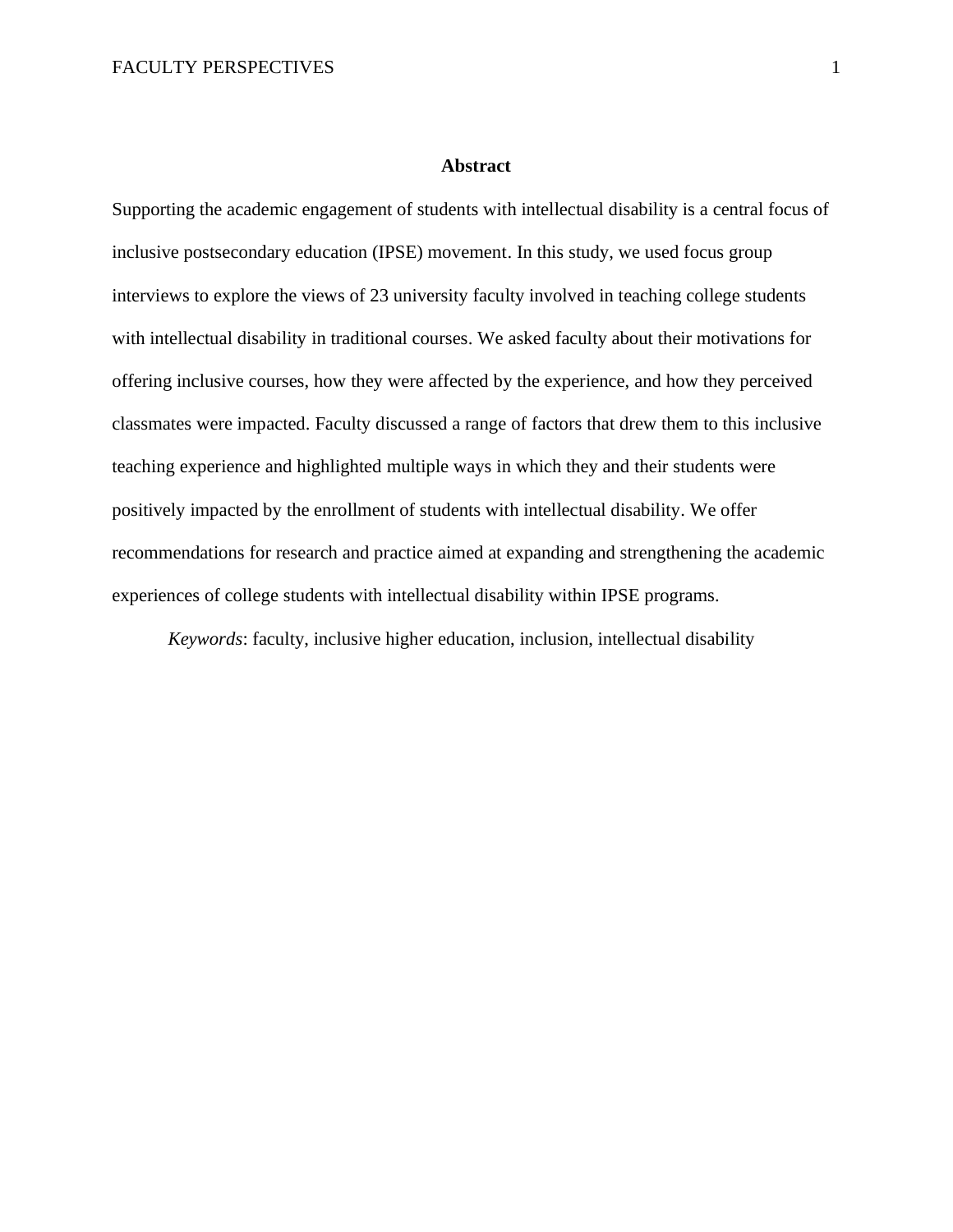## Abstract

Supporting the academic engagement of students with intellectual disability is a central focus of inclusive postsecondary education (IPSE) movement. In this study, we used focus group interviews to explore the views of 23 university faculty involved in teaching college students with intellectual disability in traditional courses. We asked faculty about their motivations for offering inclusive courses, how they were affected by the experience, and how they perceived classmates were impacted. Faculty discussed a range of factors that drew them to this inclusive teaching experience and highlighted multiple ways in which they and their students were positively impacted by the enrollment of students with intellectual disability. We offer recommendations for research and practice aimed at expanding and strengthening the academic experiences of college students with intellectual disability within IPSE programs.

*Keywords*: faculty, inclusive higher education, inclusion, intellectual disability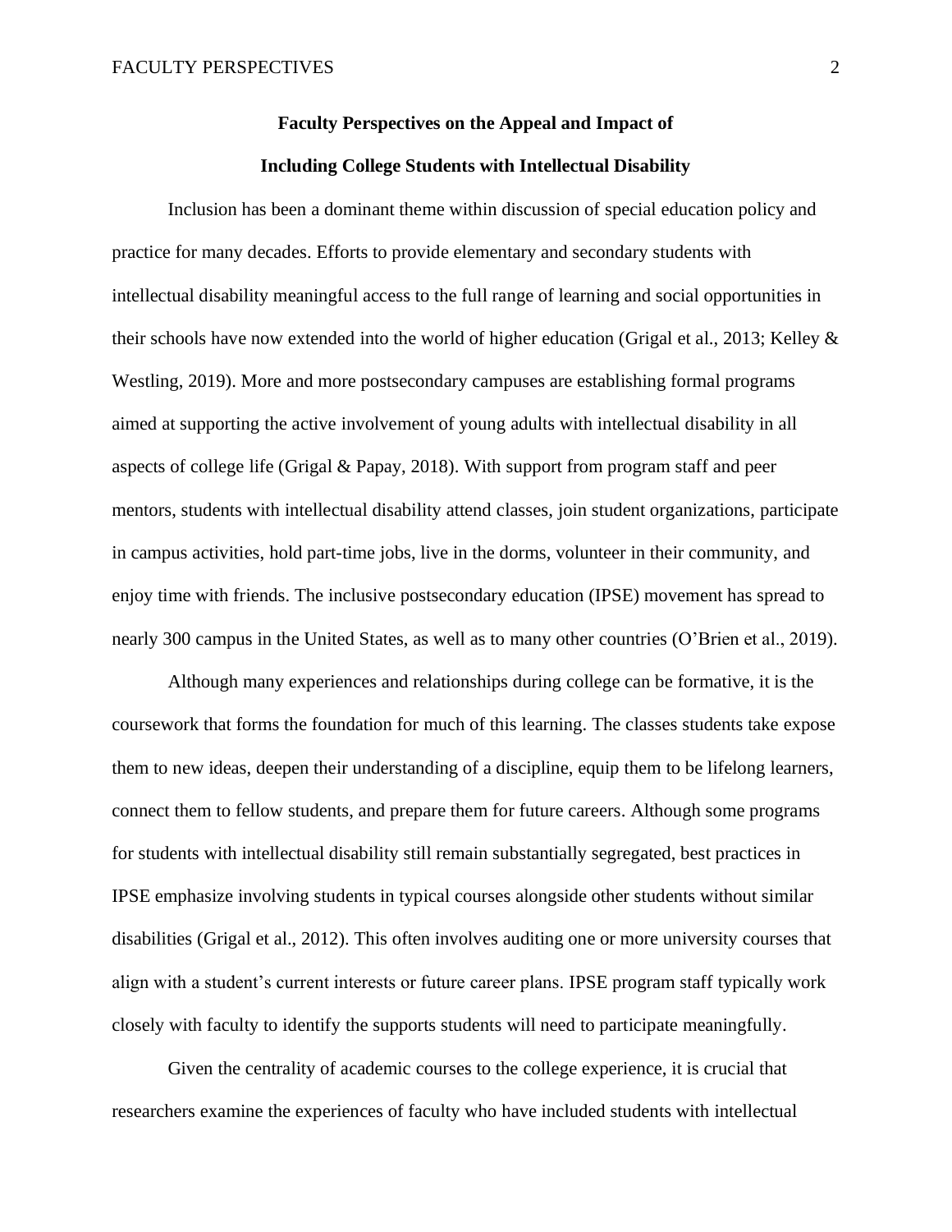**Faculty Perspectives on the Appeal and Impact of**

**Including College Students with Intellectual Disability**

Inclusion has been a dominant theme within discussion of special education policy and practice for many decades. Efforts to provide elementary and secondary students with intellectual disability meaningful access to the full range of learning and social opportunities in their schools have now extended into the world of higher education (Grigal et al., 2013; Kelley & Westling, 2019). More and more postsecondary campuses are establishing formal programs aimed at supporting the active involvement of young adults with intellectual disability in all aspects of college life (Grigal & Papay, 2018). With support from program staff and peer mentors, students with intellectual disability attend classes, join student organizations, participate in campus activities, hold part-time jobs, live in the dorms, volunteer in their community, and enjoy time with friends. The inclusive postsecondary education (IPSE) movement has spread to nearly 300 campus in the United States, as well as to many other countries (O'Brien et al., 2019).

Although many experiences and relationships during college can be formative, it is the coursework that forms the foundation for much of this learning. The classes students take expose them to new ideas, deepen their understanding of a discipline, equip them to be lifelong learners, connect them to fellow students, and prepare them for future careers. Although some programs for students with intellectual disability still remain substantially segregated, best practices in IPSE emphasize involving students in typical courses alongside other students without similar disabilities (Grigal et al., 2012). This often involves auditing one or more university courses that align with a student's current interests or future career plans. IPSE program staff typically work closely with faculty to identify the supports students will need to participate meaningfully.

Given the centrality of academic courses to the college experience, it is crucial that researchers examine the experiences of faculty who have included students with intellectual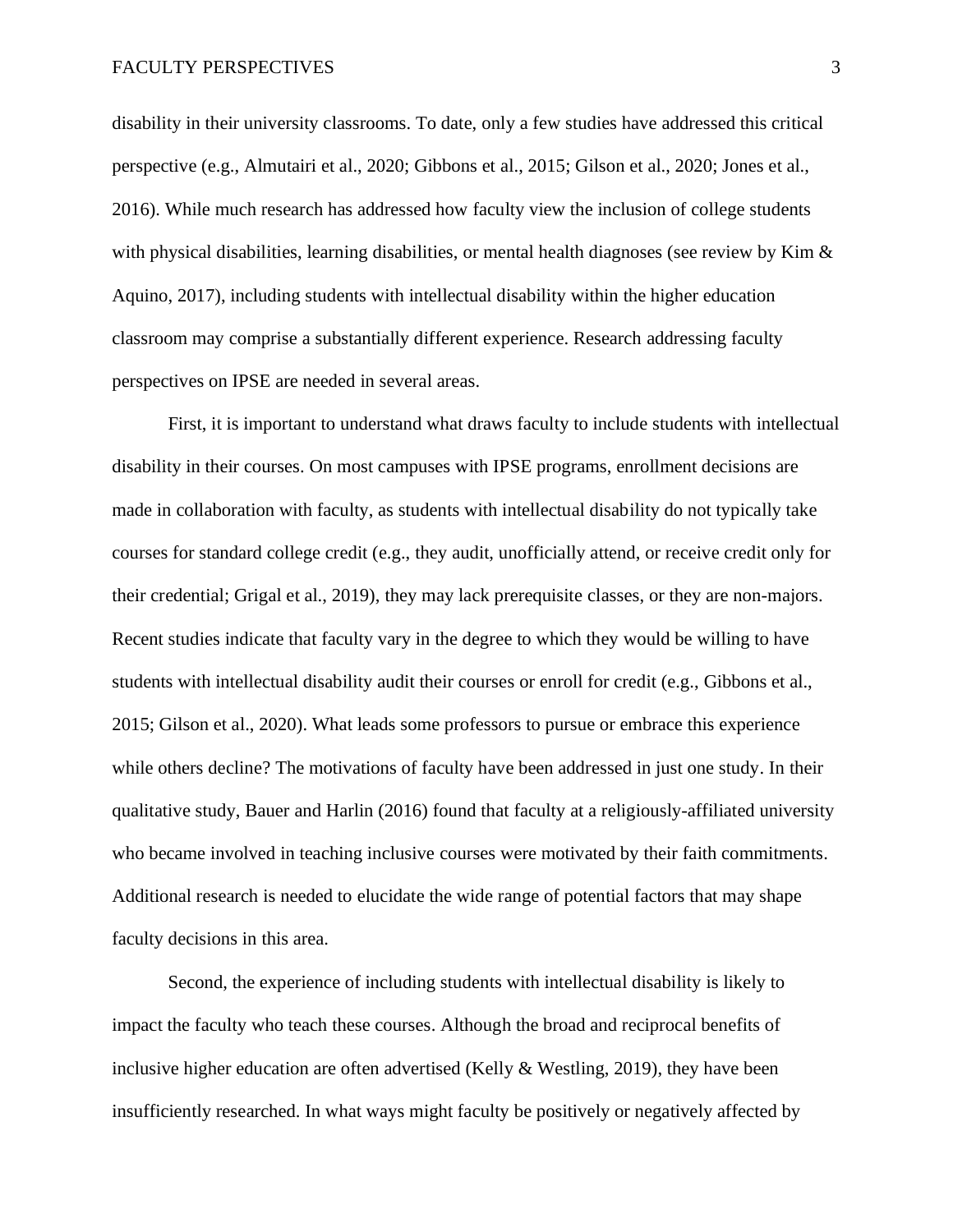disability in their university classrooms. To date, only a few studies have addressed this critical perspective (e.g., Almutairi et al., 2020; Gibbons et al., 2015; Gilson et al., 2020; Jones et al., 2016). While much research has addressed how faculty view the inclusion of college students with physical disabilities, learning disabilities, or mental health diagnoses (see review by Kim & Aquino, 2017), including students with intellectual disability within the higher education classroom may comprise a substantially different experience. Research addressing faculty perspectives on IPSE are needed in several areas.

First, it is important to understand what draws faculty to include students with intellectual disability in their courses. On most campuses with IPSE programs, enrollment decisions are made in collaboration with faculty, as students with intellectual disability do not typically take courses for standard college credit (e.g., they audit, unofficially attend, or receive credit only for their credential; Grigal et al., 2019), they may lack prerequisite classes, or they are non-majors. Recent studies indicate that faculty vary in the degree to which they would be willing to have students with intellectual disability audit their courses or enroll for credit (e.g., Gibbons et al., 2015; Gilson et al., 2020). What leads some professors to pursue or embrace this experience while others decline? The motivations of faculty have been addressed in just one study. In their qualitative study, Bauer and Harlin (2016) found that faculty at a religiously-affiliated university who became involved in teaching inclusive courses were motivated by their faith commitments. Additional research is needed to elucidate the wide range of potential factors that may shape faculty decisions in this area.

Second, the experience of including students with intellectual disability is likely to impact the faculty who teach these courses. Although the broad and reciprocal benefits of inclusive higher education are often advertised (Kelly & Westling, 2019), they have been insufficiently researched. In what ways might faculty be positively or negatively affected by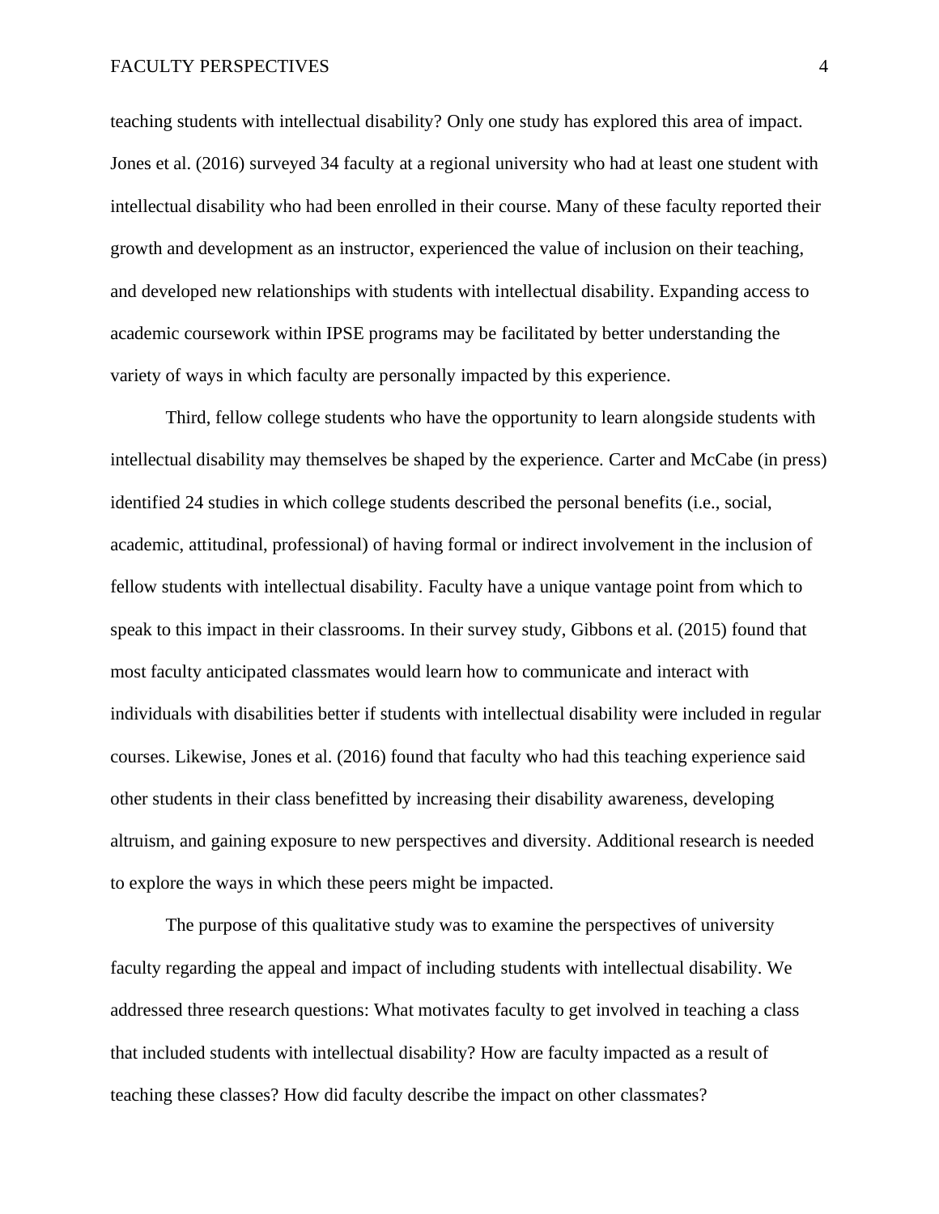teaching students with intellectual disability? Only one study has explored this area of impact. Jones et al. (2016) surveyed 34 faculty at a regional university who had at least one student with intellectual disability who had been enrolled in their course. Many of these faculty reported their growth and development as an instructor, experienced the value of inclusion on their teaching, and developed new relationships with students with intellectual disability. Expanding access to academic coursework within IPSE programs may be facilitated by better understanding the variety of ways in which faculty are personally impacted by this experience.

Third, fellow college students who have the opportunity to learn alongside students with intellectual disability may themselves be shaped by the experience. Carter and McCabe (in press) identified 24 studies in which college students described the personal benefits (i.e., social, academic, attitudinal, professional) of having formal or indirect involvement in the inclusion of fellow students with intellectual disability. Faculty have a unique vantage point from which to speak to this impact in their classrooms. In their survey study, Gibbons et al. (2015) found that most faculty anticipated classmates would learn how to communicate and interact with individuals with disabilities better if students with intellectual disability were included in regular courses. Likewise, Jones et al. (2016) found that faculty who had this teaching experience said other students in their class benefitted by increasing their disability awareness, developing altruism, and gaining exposure to new perspectives and diversity. Additional research is needed to explore the ways in which these peers might be impacted.

The purpose of this qualitative study was to examine the perspectives of university faculty regarding the appeal and impact of including students with intellectual disability. We addressed three research questions: What motivates faculty to get involved in teaching a class that included students with intellectual disability? How are faculty impacted as a result of teaching these classes? How did faculty describe the impact on other classmates?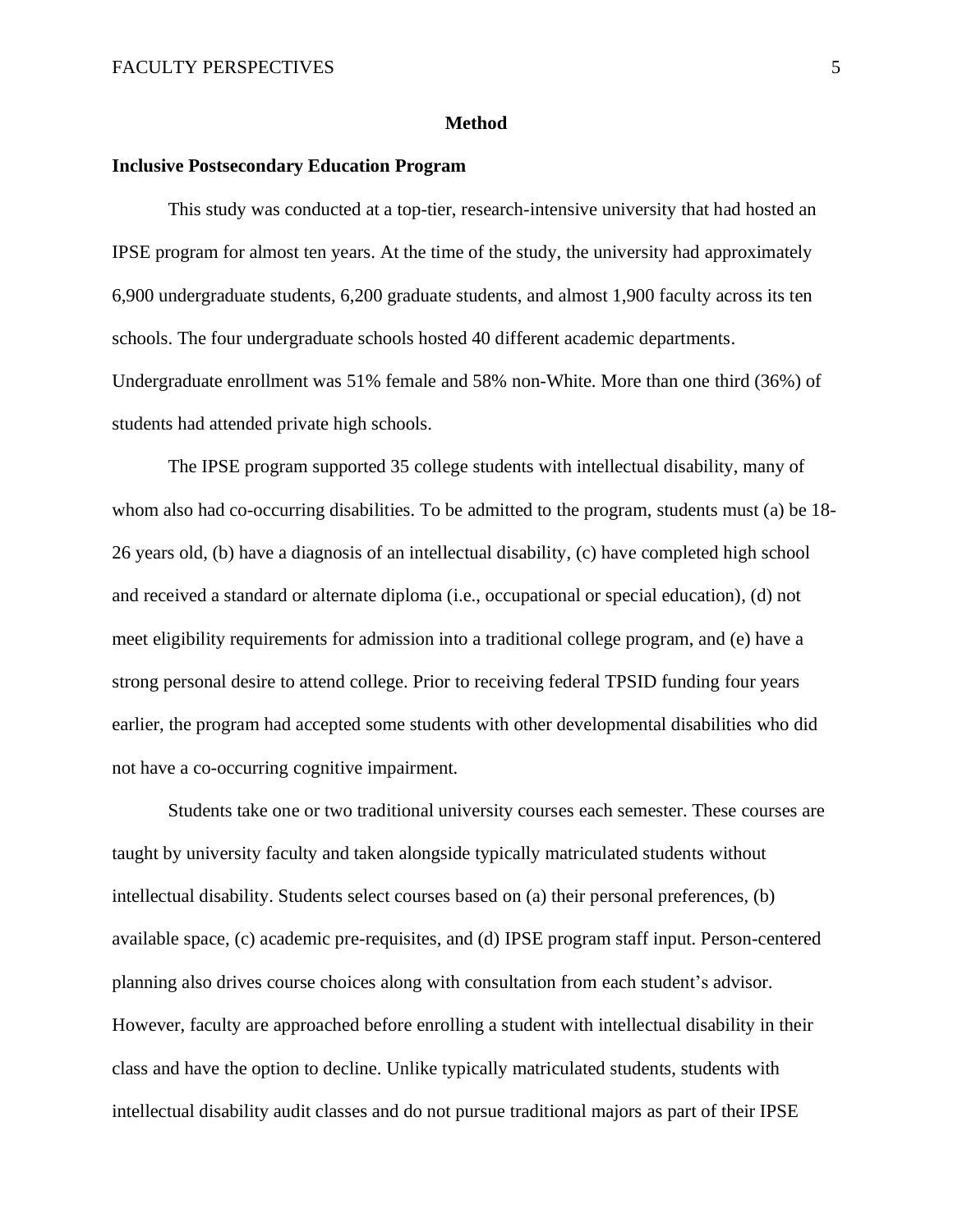## Method

### Inclusive Postsecondary Education Program

This study was conducted at a top-tier, research-intensive university that had hosted an IPSE program for almost ten years. At the time of the study, the university had approximately 6,900 undergraduate students, 6,200 graduate students, and almost 1,900 faculty across its ten schools. The four undergraduate schools hosted 40 different academic departments. Undergraduate enrollment was 51% female and 58% non-White. More than one third (36%) of students had attended private high schools.

The IPSE program supported 35 college students with intellectual disability, many of whom also had co-occurring disabilities. To be admitted to the program, students must (a) be 18-26 years old, (b) have a diagnosis of an intellectual disability, (c) have completed high school and received a standard or alternate diploma (i.e., occupational or special education), (d) not meet eligibility requirements for admission into a traditional college program, and (e) have a strong personal desire to attend college. Prior to receiving federal TPSID funding four years earlier, the program had accepted some students with other developmental disabilities who did not have a co-occurring cognitive impairment.

Students take one or two traditional university courses each semester. These courses are taught by university faculty and taken alongside typically matriculated students without intellectual disability. Students select courses based on (a) their personal preferences, (b) available space, (c) academic pre-requisites, and (d) IPSE program staff input. Person-centered planning also drives course choices along with consultation from each student's advisor. However, faculty are approached before enrolling a student with intellectual disability in their class and have the option to decline. Unlike typically matriculated students, students with intellectual disability audit classes and do not pursue traditional majors as part of their IPSE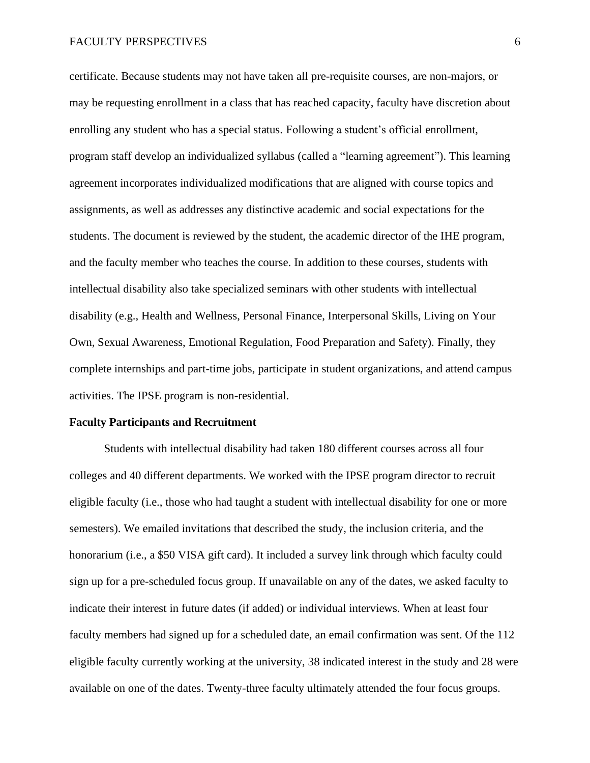certificate. Because students may not have taken all pre-requisite courses, are non-majors, or may be requesting enrollment in a class that has reached capacity, faculty have discretion about enrolling any student who has a special status. Following a student's official enrollment, program staff develop an individualized syllabus (called a "learning agreement"). This learning agreement incorporates individualized modifications that are aligned with course topics and assignments, as well as addresses any distinctive academic and social expectations for the students. The document is reviewed by the student, the academic director of the IHE program, and the faculty member who teaches the course. In addition to these courses, students with intellectual disability also take specialized seminars with other students with intellectual disability (e.g., Health and Wellness, Personal Finance, Interpersonal Skills, Living on Your Own, Sexual Awareness, Emotional Regulation, Food Preparation and Safety). Finally, they complete internships and part-time jobs, participate in student organizations, and attend campus activities. The IPSE program is non-residential.

**Faculty Participants and Recruitment**

Students with intellectual disability had taken 180 different courses across all four colleges and 40 different departments. We worked with the IPSE program director to recruit eligible faculty (i.e., those who had taught a student with intellectual disability for one or more semesters). We emailed invitations that described the study, the inclusion criteria, and the honorarium (i.e., a $50 VISA gift card). It included a survey link through which faculty could sign up for a pre-scheduled focus group. If unavailable on any of the dates, we asked faculty to indicate their interest in future dates (if added) or individual interviews. When at least four faculty members had signed up for a scheduled date, an email confirmation was sent. Of the 112 eligible faculty currently working at the university, 38 indicated interest in the study and 28 were available on one of the dates. Twenty-three faculty ultimately attended the four focus groups.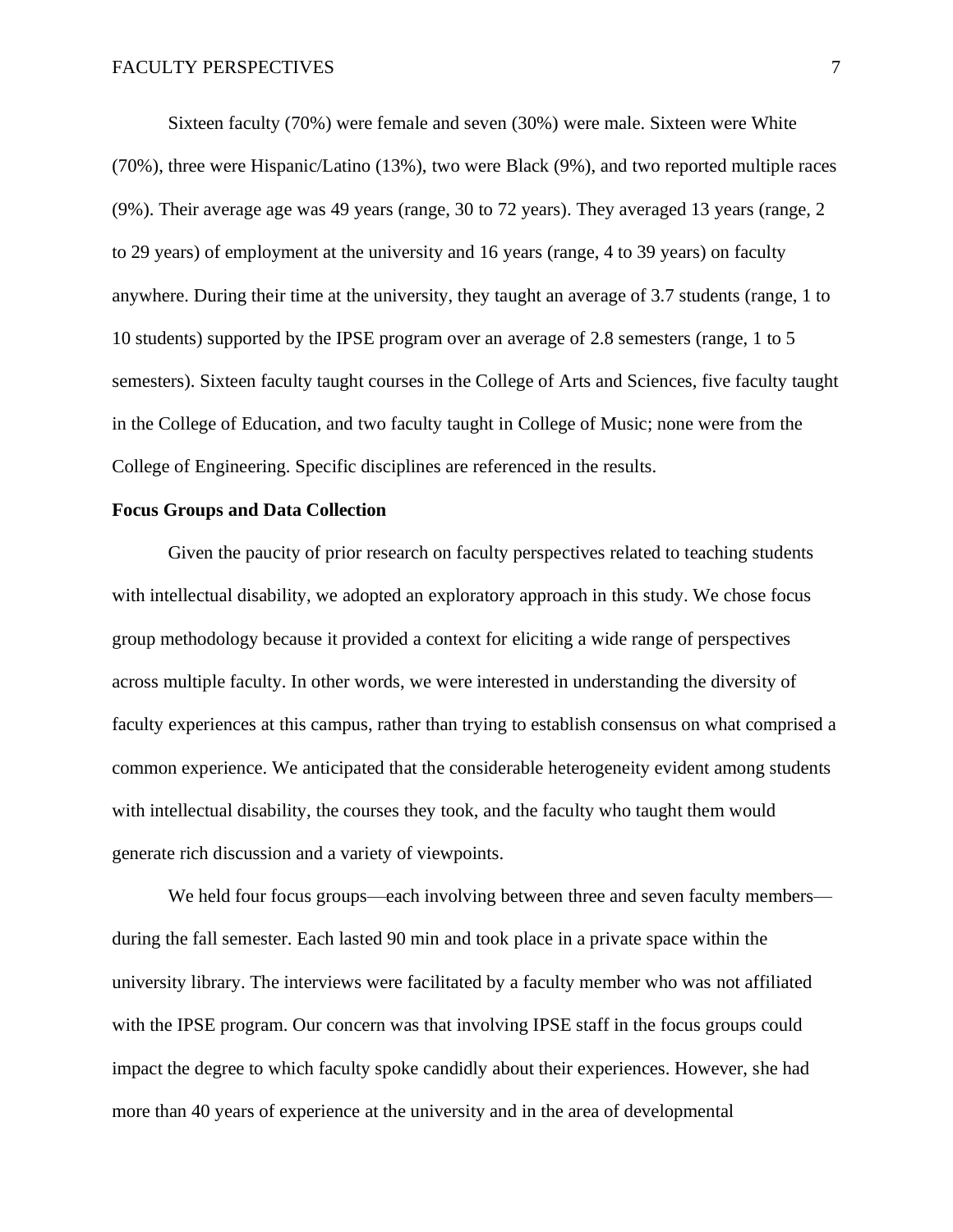Sixteen faculty (70%) were female and seven (30%) were male. Sixteen were White (70%), three were Hispanic/Latino (13%), two were Black (9%), and two reported multiple races (9%). Their average age was 49 years (range, 30 to 72 years). They averaged 13 years (range, 2 to 29 years) of employment at the university and 16 years (range, 4 to 39 years) on faculty anywhere. During their time at the university, they taught an average of 3.7 students (range, 1 to 10 students) supported by the IPSE program over an average of 2.8 semesters (range, 1 to 5 semesters). Sixteen faculty taught courses in the College of Arts and Sciences, five faculty taught in the College of Education, and two faculty taught in College of Music; none were from the College of Engineering. Specific disciplines are referenced in the results.

**Focus Groups and Data Collection**

Given the paucity of prior research on faculty perspectives related to teaching students with intellectual disability, we adopted an exploratory approach in this study. We chose focus group methodology because it provided a context for eliciting a wide range of perspectives across multiple faculty. In other words, we were interested in understanding the diversity of faculty experiences at this campus, rather than trying to establish consensus on what comprised a common experience. We anticipated that the considerable heterogeneity evident among students with intellectual disability, the courses they took, and the faculty who taught them would generate rich discussion and a variety of viewpoints.

We held four focus groups—each involving between three and seven faculty members—during the fall semester. Each lasted 90 min and took place in a private space within the university library. The interviews were facilitated by a faculty member who was not affiliated with the IPSE program. Our concern was that involving IPSE staff in the focus groups could impact the degree to which faculty spoke candidly about their experiences. However, she had more than 40 years of experience at the university and in the area of developmental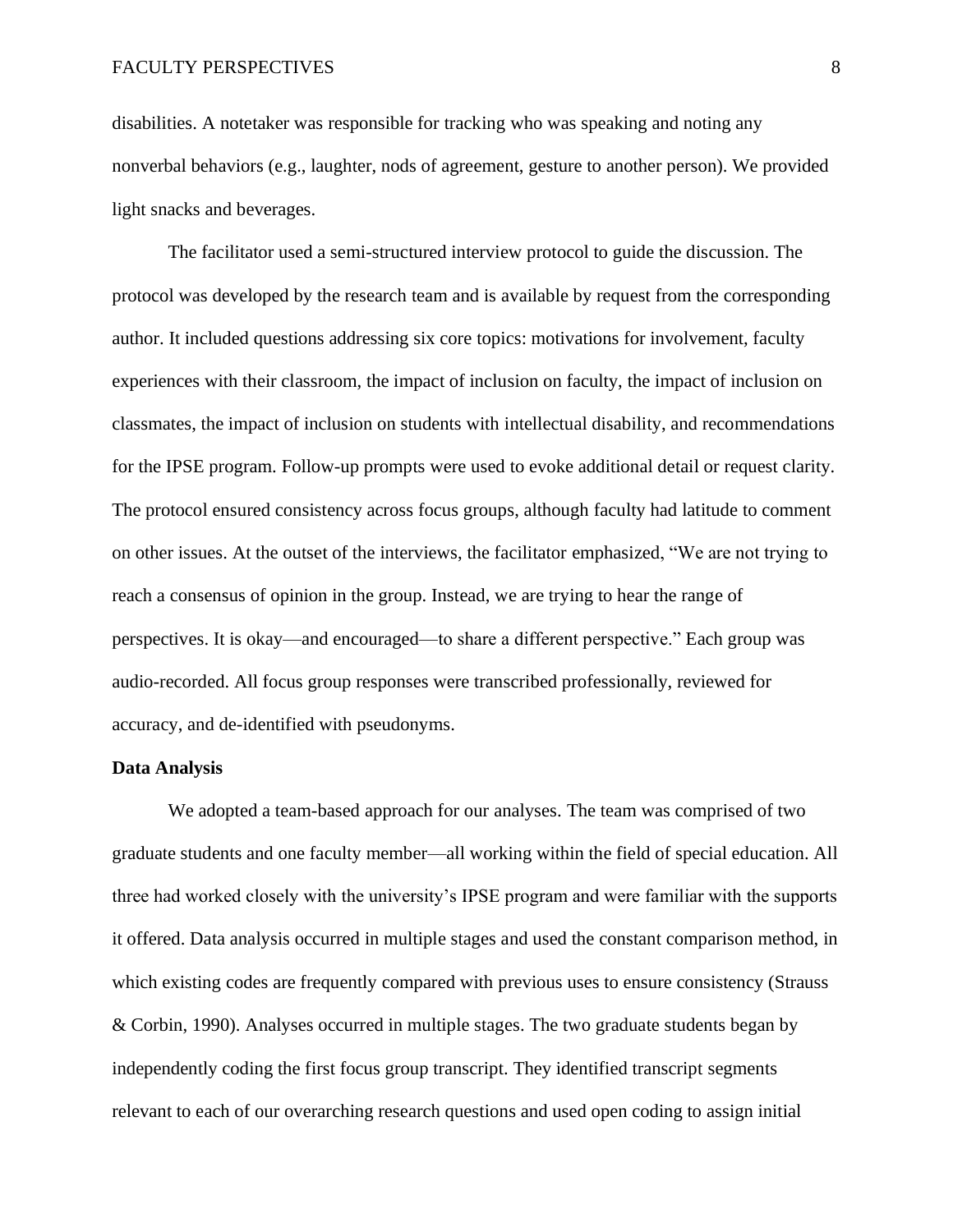disabilities. A notetaker was responsible for tracking who was speaking and noting any nonverbal behaviors (e.g., laughter, nods of agreement, gesture to another person). We provided light snacks and beverages.

The facilitator used a semi-structured interview protocol to guide the discussion. The protocol was developed by the research team and is available by request from the corresponding author. It included questions addressing six core topics: motivations for involvement, faculty experiences with their classroom, the impact of inclusion on faculty, the impact of inclusion on classmates, the impact of inclusion on students with intellectual disability, and recommendations for the IPSE program. Follow-up prompts were used to evoke additional detail or request clarity. The protocol ensured consistency across focus groups, although faculty had latitude to comment on other issues. At the outset of the interviews, the facilitator emphasized, "We are not trying to reach a consensus of opinion in the group. Instead, we are trying to hear the range of perspectives. It is okay—and encouraged—to share a different perspective." Each group was audio-recorded. All focus group responses were transcribed professionally, reviewed for accuracy, and de-identified with pseudonyms.

**Data Analysis**

We adopted a team-based approach for our analyses. The team was comprised of two graduate students and one faculty member—all working within the field of special education. All three had worked closely with the university's IPSE program and were familiar with the supports it offered. Data analysis occurred in multiple stages and used the constant comparison method, in which existing codes are frequently compared with previous uses to ensure consistency (Strauss & Corbin, 1990). Analyses occurred in multiple stages. The two graduate students began by independently coding the first focus group transcript. They identified transcript segments relevant to each of our overarching research questions and used open coding to assign initial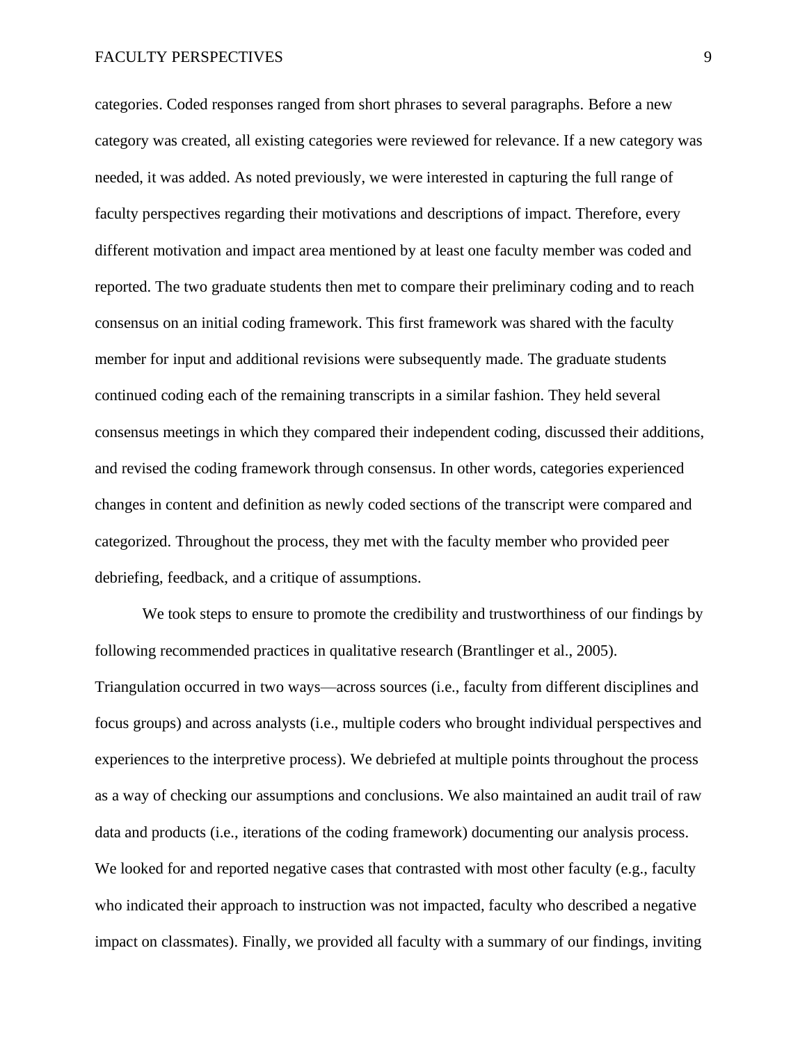categories. Coded responses ranged from short phrases to several paragraphs. Before a new category was created, all existing categories were reviewed for relevance. If a new category was needed, it was added. As noted previously, we were interested in capturing the full range of faculty perspectives regarding their motivations and descriptions of impact. Therefore, every different motivation and impact area mentioned by at least one faculty member was coded and reported. The two graduate students then met to compare their preliminary coding and to reach consensus on an initial coding framework. This first framework was shared with the faculty member for input and additional revisions were subsequently made. The graduate students continued coding each of the remaining transcripts in a similar fashion. They held several consensus meetings in which they compared their independent coding, discussed their additions, and revised the coding framework through consensus. In other words, categories experienced changes in content and definition as newly coded sections of the transcript were compared and categorized. Throughout the process, they met with the faculty member who provided peer debriefing, feedback, and a critique of assumptions.

We took steps to ensure to promote the credibility and trustworthiness of our findings by following recommended practices in qualitative research (Brantlinger et al., 2005). Triangulation occurred in two ways—across sources (i.e., faculty from different disciplines and focus groups) and across analysts (i.e., multiple coders who brought individual perspectives and experiences to the interpretive process). We debriefed at multiple points throughout the process as a way of checking our assumptions and conclusions. We also maintained an audit trail of raw data and products (i.e., iterations of the coding framework) documenting our analysis process. We looked for and reported negative cases that contrasted with most other faculty (e.g., faculty who indicated their approach to instruction was not impacted, faculty who described a negative impact on classmates). Finally, we provided all faculty with a summary of our findings, inviting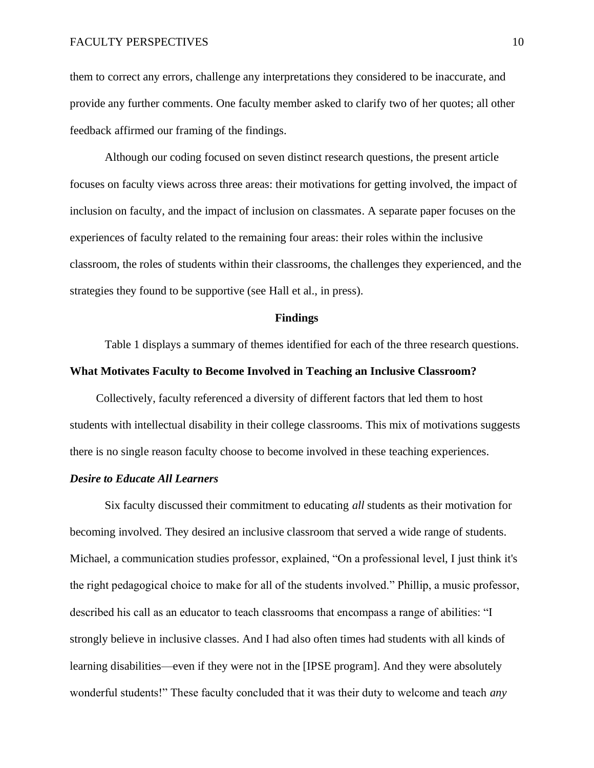them to correct any errors, challenge any interpretations they considered to be inaccurate, and provide any further comments. One faculty member asked to clarify two of her quotes; all other feedback affirmed our framing of the findings.

Although our coding focused on seven distinct research questions, the present article focuses on faculty views across three areas: their motivations for getting involved, the impact of inclusion on faculty, and the impact of inclusion on classmates. A separate paper focuses on the experiences of faculty related to the remaining four areas: their roles within the inclusive classroom, the roles of students within their classrooms, the challenges they experienced, and the strategies they found to be supportive (see Hall et al., in press).

## Findings

Table 1 displays a summary of themes identified for each of the three research questions.

### What Motivates Faculty to Become Involved in Teaching an Inclusive Classroom?

Collectively, faculty referenced a diversity of different factors that led them to host students with intellectual disability in their college classrooms. This mix of motivations suggests there is no single reason faculty choose to become involved in these teaching experiences.

#### *Desire to Educate All Learners*

Six faculty discussed their commitment to educating *all* students as their motivation for becoming involved. They desired an inclusive classroom that served a wide range of students. Michael, a communication studies professor, explained, "On a professional level, I just think it's the right pedagogical choice to make for all of the students involved." Phillip, a music professor, described his call as an educator to teach classrooms that encompass a range of abilities: "I strongly believe in inclusive classes. And I had also often times had students with all kinds of learning disabilities—even if they were not in the [IPSE program]. And they were absolutely wonderful students!" These faculty concluded that it was their duty to welcome and teach *any*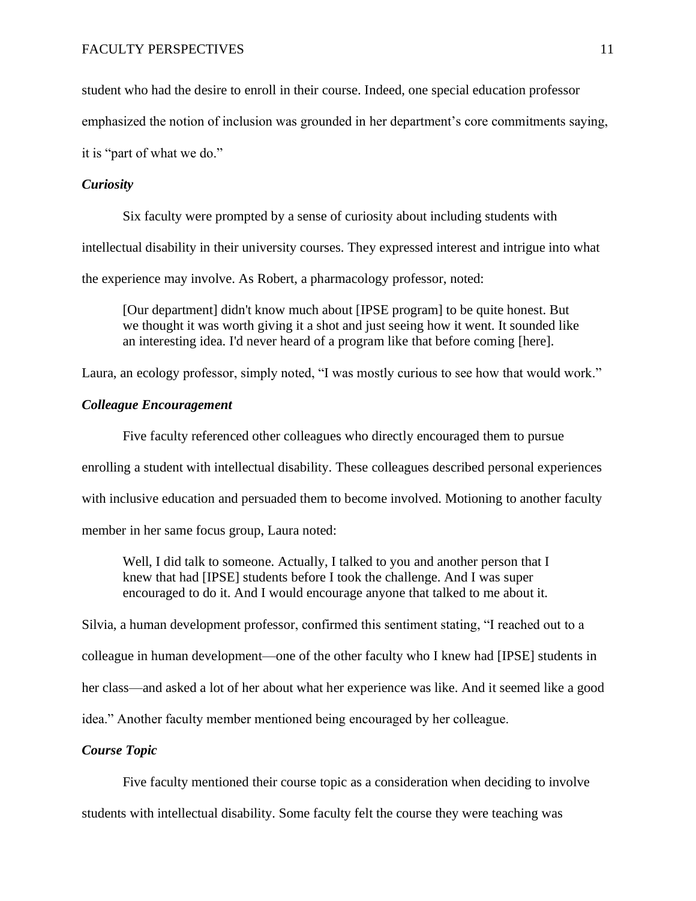student who had the desire to enroll in their course. Indeed, one special education professor emphasized the notion of inclusion was grounded in her department's core commitments saying, it is "part of what we do."

### *Curiosity*

Six faculty were prompted by a sense of curiosity about including students with intellectual disability in their university courses. They expressed interest and intrigue into what the experience may involve. As Robert, a pharmacology professor, noted:

> [Our department] didn't know much about [IPSE program] to be quite honest. But we thought it was worth giving it a shot and just seeing how it went. It sounded like an interesting idea. I'd never heard of a program like that before coming [here].

Laura, an ecology professor, simply noted, "I was mostly curious to see how that would work."

### *Colleague Encouragement*

Five faculty referenced other colleagues who directly encouraged them to pursue enrolling a student with intellectual disability. These colleagues described personal experiences with inclusive education and persuaded them to become involved. Motioning to another faculty member in her same focus group, Laura noted:

> Well, I did talk to someone. Actually, I talked to you and another person that I knew that had [IPSE] students before I took the challenge. And I was super encouraged to do it. And I would encourage anyone that talked to me about it.

Silvia, a human development professor, confirmed this sentiment stating, "I reached out to a colleague in human development—one of the other faculty who I knew had [IPSE] students in her class—and asked a lot of her about what her experience was like. And it seemed like a good idea." Another faculty member mentioned being encouraged by her colleague.

### *Course Topic*

Five faculty mentioned their course topic as a consideration when deciding to involve students with intellectual disability. Some faculty felt the course they were teaching was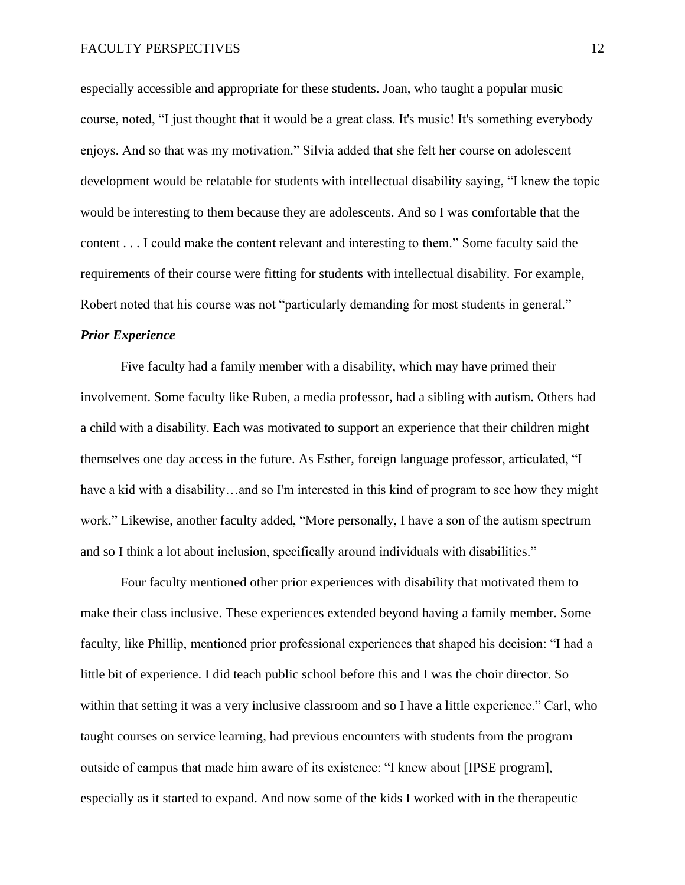especially accessible and appropriate for these students. Joan, who taught a popular music course, noted, "I just thought that it would be a great class. It's music! It's something everybody enjoys. And so that was my motivation." Silvia added that she felt her course on adolescent development would be relatable for students with intellectual disability saying, "I knew the topic would be interesting to them because they are adolescents. And so I was comfortable that the content . . . I could make the content relevant and interesting to them." Some faculty said the requirements of their course were fitting for students with intellectual disability. For example, Robert noted that his course was not "particularly demanding for most students in general."

***Prior Experience***

Five faculty had a family member with a disability, which may have primed their involvement. Some faculty like Ruben, a media professor, had a sibling with autism. Others had a child with a disability. Each was motivated to support an experience that their children might themselves one day access in the future. As Esther, foreign language professor, articulated, "I have a kid with a disability…and so I'm interested in this kind of program to see how they might work." Likewise, another faculty added, "More personally, I have a son of the autism spectrum and so I think a lot about inclusion, specifically around individuals with disabilities."

Four faculty mentioned other prior experiences with disability that motivated them to make their class inclusive. These experiences extended beyond having a family member. Some faculty, like Phillip, mentioned prior professional experiences that shaped his decision: "I had a little bit of experience. I did teach public school before this and I was the choir director. So within that setting it was a very inclusive classroom and so I have a little experience." Carl, who taught courses on service learning, had previous encounters with students from the program outside of campus that made him aware of its existence: "I knew about [IPSE program], especially as it started to expand. And now some of the kids I worked with in the therapeutic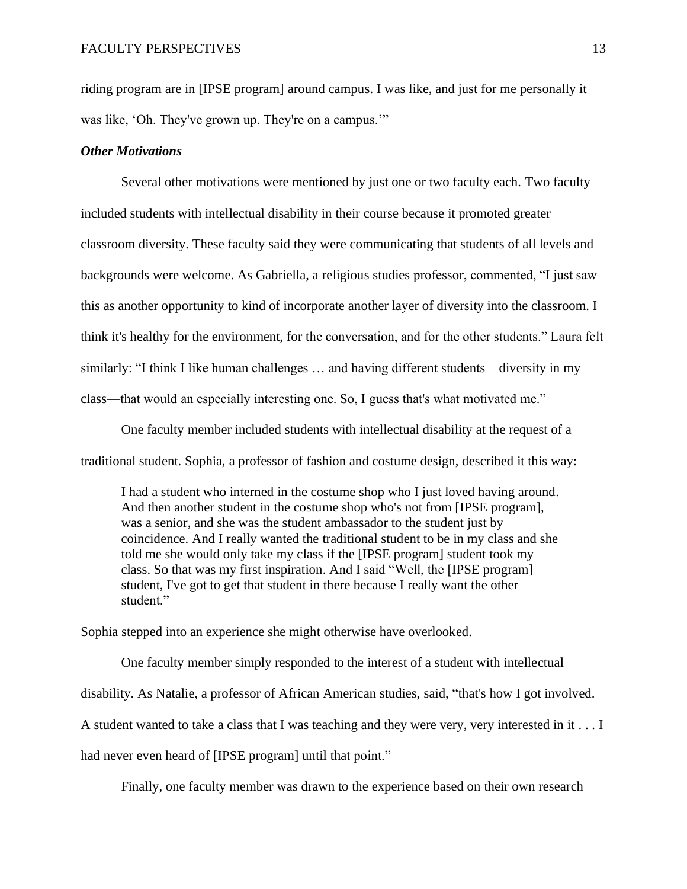riding program are in [IPSE program] around campus. I was like, and just for me personally it was like, 'Oh. They've grown up. They're on a campus.'"

### *Other Motivations*

Several other motivations were mentioned by just one or two faculty each. Two faculty included students with intellectual disability in their course because it promoted greater classroom diversity. These faculty said they were communicating that students of all levels and backgrounds were welcome. As Gabriella, a religious studies professor, commented, "I just saw this as another opportunity to kind of incorporate another layer of diversity into the classroom. I think it's healthy for the environment, for the conversation, and for the other students." Laura felt similarly: "I think I like human challenges … and having different students—diversity in my class—that would an especially interesting one. So, I guess that's what motivated me."

One faculty member included students with intellectual disability at the request of a traditional student. Sophia, a professor of fashion and costume design, described it this way:

> I had a student who interned in the costume shop who I just loved having around. And then another student in the costume shop who's not from [IPSE program], was a senior, and she was the student ambassador to the student just by coincidence. And I really wanted the traditional student to be in my class and she told me she would only take my class if the [IPSE program] student took my class. So that was my first inspiration. And I said "Well, the [IPSE program] student, I've got to get that student in there because I really want the other student."

Sophia stepped into an experience she might otherwise have overlooked.

One faculty member simply responded to the interest of a student with intellectual disability. As Natalie, a professor of African American studies, said, "that's how I got involved. A student wanted to take a class that I was teaching and they were very, very interested in it . . . I had never even heard of [IPSE program] until that point."

Finally, one faculty member was drawn to the experience based on their own research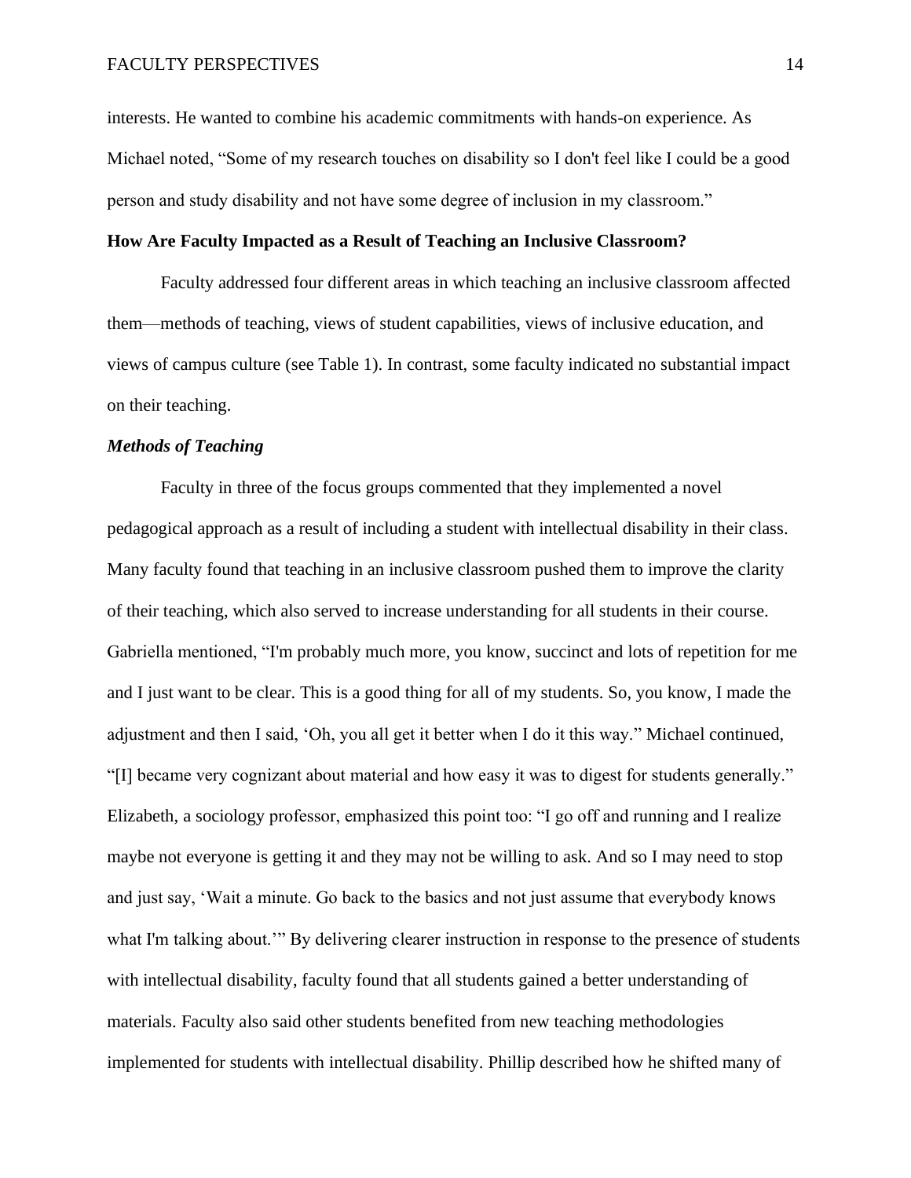interests. He wanted to combine his academic commitments with hands-on experience. As Michael noted, "Some of my research touches on disability so I don't feel like I could be a good person and study disability and not have some degree of inclusion in my classroom."

## How Are Faculty Impacted as a Result of Teaching an Inclusive Classroom?

Faculty addressed four different areas in which teaching an inclusive classroom affected them—methods of teaching, views of student capabilities, views of inclusive education, and views of campus culture (see Table 1). In contrast, some faculty indicated no substantial impact on their teaching.

### *Methods of Teaching*

Faculty in three of the focus groups commented that they implemented a novel pedagogical approach as a result of including a student with intellectual disability in their class. Many faculty found that teaching in an inclusive classroom pushed them to improve the clarity of their teaching, which also served to increase understanding for all students in their course. Gabriella mentioned, "I'm probably much more, you know, succinct and lots of repetition for me and I just want to be clear. This is a good thing for all of my students. So, you know, I made the adjustment and then I said, 'Oh, you all get it better when I do it this way." Michael continued, "[I] became very cognizant about material and how easy it was to digest for students generally." Elizabeth, a sociology professor, emphasized this point too: "I go off and running and I realize maybe not everyone is getting it and they may not be willing to ask. And so I may need to stop and just say, 'Wait a minute. Go back to the basics and not just assume that everybody knows what I'm talking about.'" By delivering clearer instruction in response to the presence of students with intellectual disability, faculty found that all students gained a better understanding of materials. Faculty also said other students benefited from new teaching methodologies implemented for students with intellectual disability. Phillip described how he shifted many of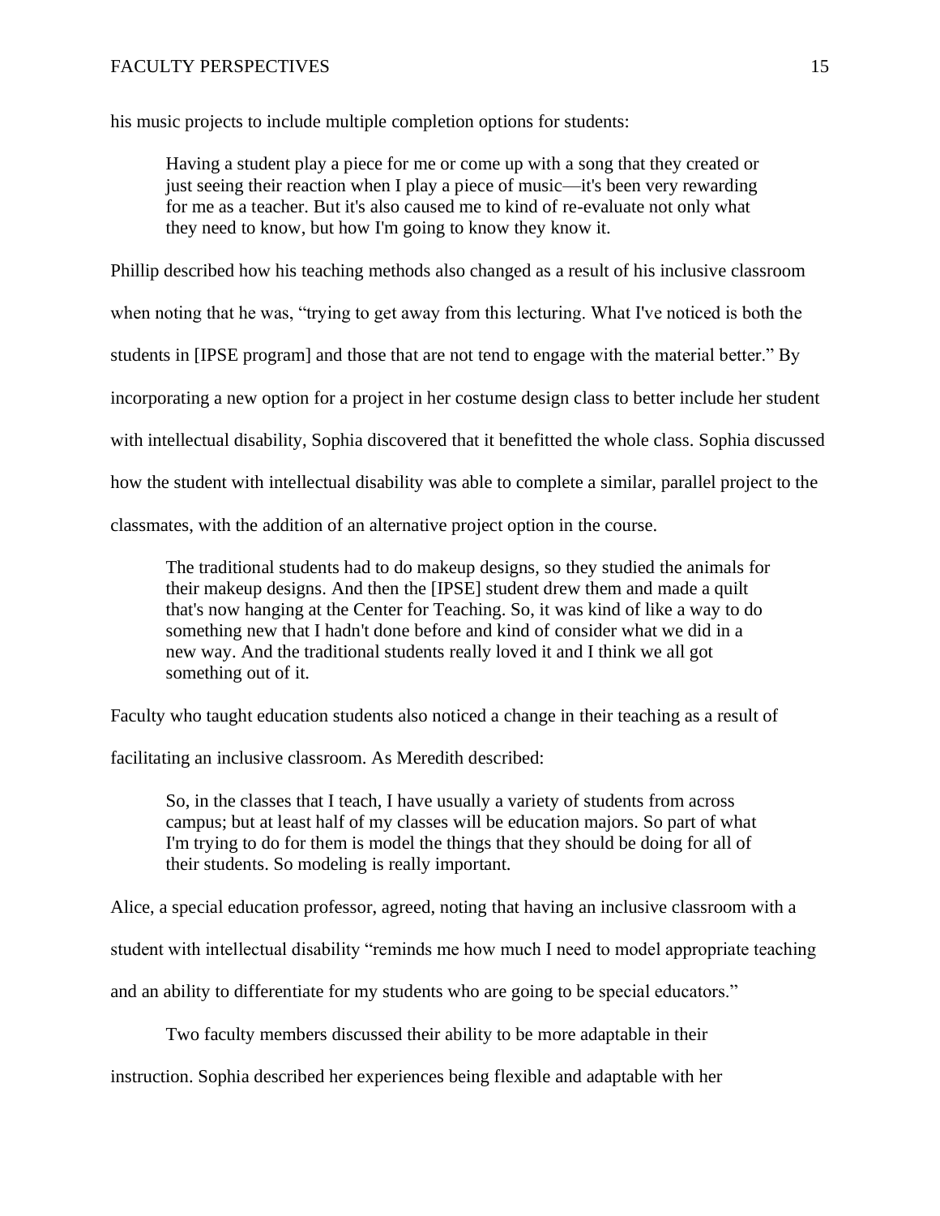his music projects to include multiple completion options for students:

> Having a student play a piece for me or come up with a song that they created or just seeing their reaction when I play a piece of music—it's been very rewarding for me as a teacher. But it's also caused me to kind of re-evaluate not only what they need to know, but how I'm going to know they know it.

Phillip described how his teaching methods also changed as a result of his inclusive classroom when noting that he was, "trying to get away from this lecturing. What I've noticed is both the students in [IPSE program] and those that are not tend to engage with the material better." By incorporating a new option for a project in her costume design class to better include her student with intellectual disability, Sophia discovered that it benefitted the whole class. Sophia discussed how the student with intellectual disability was able to complete a similar, parallel project to the classmates, with the addition of an alternative project option in the course.

> The traditional students had to do makeup designs, so they studied the animals for their makeup designs. And then the [IPSE] student drew them and made a quilt that's now hanging at the Center for Teaching. So, it was kind of like a way to do something new that I hadn't done before and kind of consider what we did in a new way. And the traditional students really loved it and I think we all got something out of it.

Faculty who taught education students also noticed a change in their teaching as a result of facilitating an inclusive classroom. As Meredith described:

> So, in the classes that I teach, I have usually a variety of students from across campus; but at least half of my classes will be education majors. So part of what I'm trying to do for them is model the things that they should be doing for all of their students. So modeling is really important.

Alice, a special education professor, agreed, noting that having an inclusive classroom with a student with intellectual disability "reminds me how much I need to model appropriate teaching and an ability to differentiate for my students who are going to be special educators."

Two faculty members discussed their ability to be more adaptable in their instruction. Sophia described her experiences being flexible and adaptable with her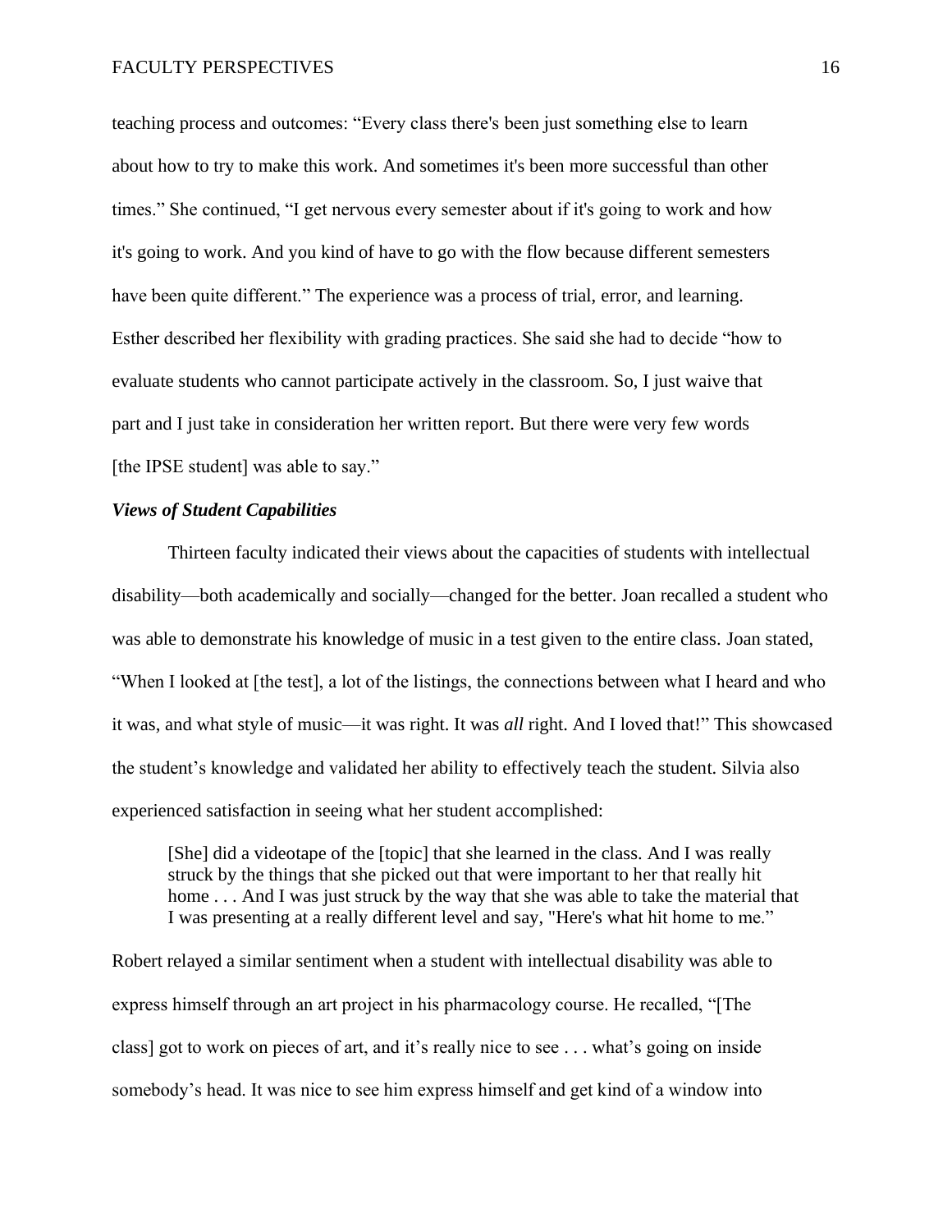teaching process and outcomes: "Every class there's been just something else to learn about how to try to make this work. And sometimes it's been more successful than other times." She continued, "I get nervous every semester about if it's going to work and how it's going to work. And you kind of have to go with the flow because different semesters have been quite different." The experience was a process of trial, error, and learning. Esther described her flexibility with grading practices. She said she had to decide "how to evaluate students who cannot participate actively in the classroom. So, I just waive that part and I just take in consideration her written report. But there were very few words [the IPSE student] was able to say."

### *Views of Student Capabilities*

Thirteen faculty indicated their views about the capacities of students with intellectual disability—both academically and socially—changed for the better. Joan recalled a student who was able to demonstrate his knowledge of music in a test given to the entire class. Joan stated, "When I looked at [the test], a lot of the listings, the connections between what I heard and who it was, and what style of music—it was right. It was *all* right. And I loved that!" This showcased the student's knowledge and validated her ability to effectively teach the student. Silvia also experienced satisfaction in seeing what her student accomplished:

> [She] did a videotape of the [topic] that she learned in the class. And I was really struck by the things that she picked out that were important to her that really hit home . . . And I was just struck by the way that she was able to take the material that I was presenting at a really different level and say, "Here's what hit home to me."

Robert relayed a similar sentiment when a student with intellectual disability was able to express himself through an art project in his pharmacology course. He recalled, "[The class] got to work on pieces of art, and it's really nice to see . . . what's going on inside somebody's head. It was nice to see him express himself and get kind of a window into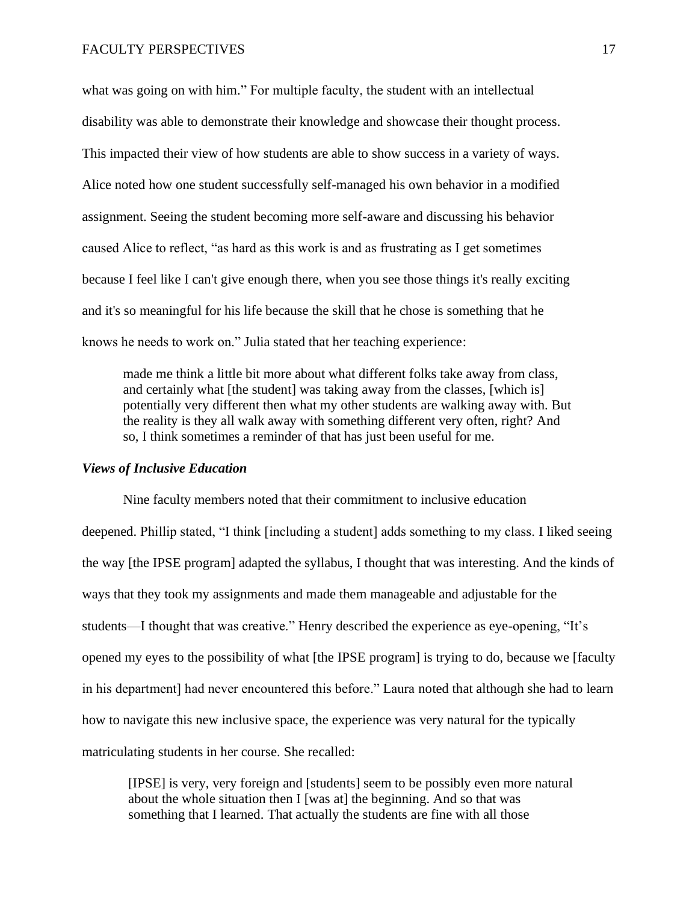what was going on with him." For multiple faculty, the student with an intellectual disability was able to demonstrate their knowledge and showcase their thought process. This impacted their view of how students are able to show success in a variety of ways. Alice noted how one student successfully self-managed his own behavior in a modified assignment. Seeing the student becoming more self-aware and discussing his behavior caused Alice to reflect, "as hard as this work is and as frustrating as I get sometimes because I feel like I can't give enough there, when you see those things it's really exciting and it's so meaningful for his life because the skill that he chose is something that he knows he needs to work on." Julia stated that her teaching experience:

> made me think a little bit more about what different folks take away from class, and certainly what [the student] was taking away from the classes, [which is] potentially very different then what my other students are walking away with. But the reality is they all walk away with something different very often, right? And so, I think sometimes a reminder of that has just been useful for me.

### *Views of Inclusive Education*

Nine faculty members noted that their commitment to inclusive education deepened. Phillip stated, "I think [including a student] adds something to my class. I liked seeing the way [the IPSE program] adapted the syllabus, I thought that was interesting. And the kinds of ways that they took my assignments and made them manageable and adjustable for the students—I thought that was creative." Henry described the experience as eye-opening, "It's opened my eyes to the possibility of what [the IPSE program] is trying to do, because we [faculty in his department] had never encountered this before." Laura noted that although she had to learn how to navigate this new inclusive space, the experience was very natural for the typically matriculating students in her course. She recalled:

> [IPSE] is very, very foreign and [students] seem to be possibly even more natural about the whole situation then I [was at] the beginning. And so that was something that I learned. That actually the students are fine with all those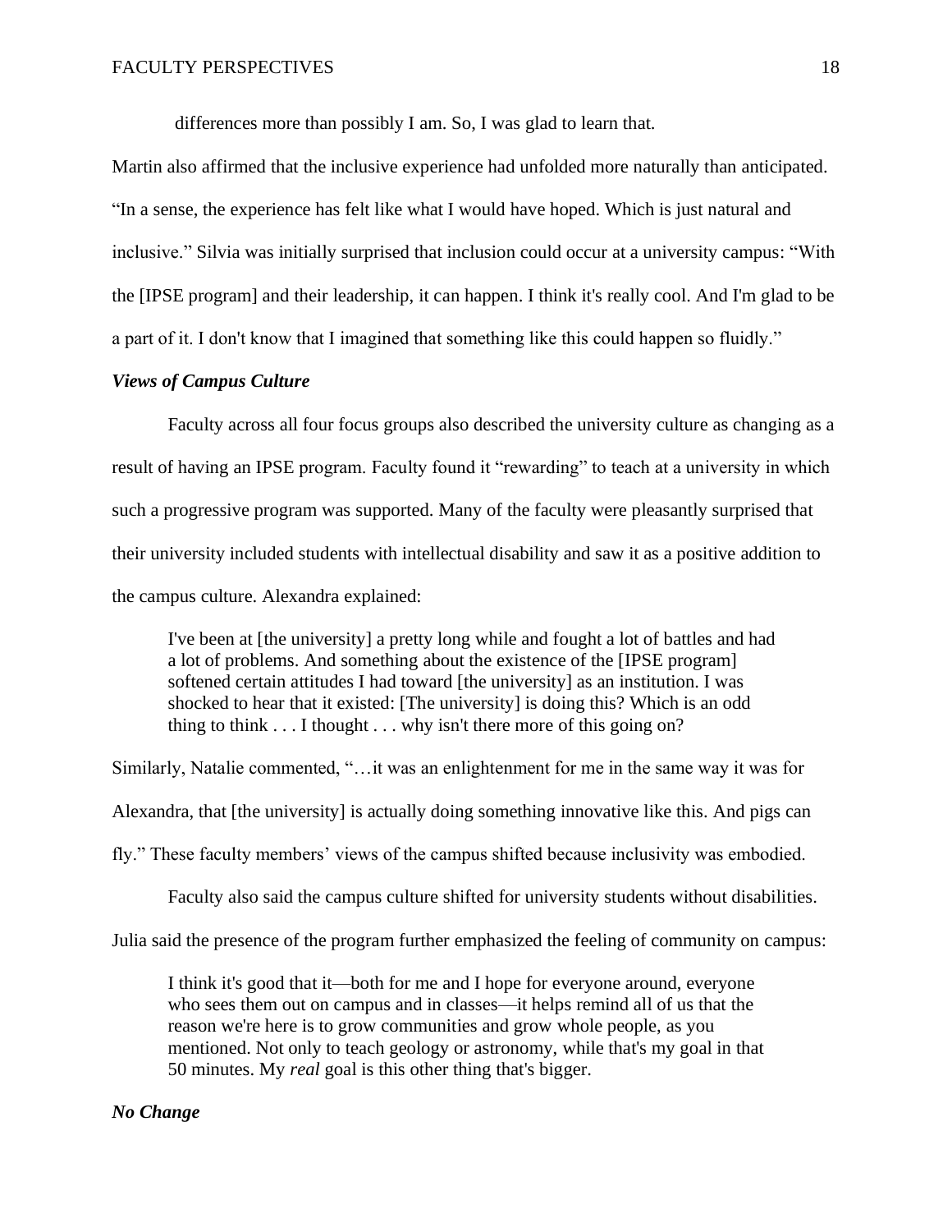differences more than possibly I am. So, I was glad to learn that.

Martin also affirmed that the inclusive experience had unfolded more naturally than anticipated. "In a sense, the experience has felt like what I would have hoped. Which is just natural and inclusive." Silvia was initially surprised that inclusion could occur at a university campus: "With the [IPSE program] and their leadership, it can happen. I think it's really cool. And I'm glad to be a part of it. I don't know that I imagined that something like this could happen so fluidly."

### *Views of Campus Culture*

Faculty across all four focus groups also described the university culture as changing as a result of having an IPSE program. Faculty found it "rewarding" to teach at a university in which such a progressive program was supported. Many of the faculty were pleasantly surprised that their university included students with intellectual disability and saw it as a positive addition to the campus culture. Alexandra explained:

> I've been at [the university] a pretty long while and fought a lot of battles and had a lot of problems. And something about the existence of the [IPSE program] softened certain attitudes I had toward [the university] as an institution. I was shocked to hear that it existed: [The university] is doing this? Which is an odd thing to think . . . I thought . . . why isn't there more of this going on?

Similarly, Natalie commented, "…it was an enlightenment for me in the same way it was for Alexandra, that [the university] is actually doing something innovative like this. And pigs can fly." These faculty members' views of the campus shifted because inclusivity was embodied.

Faculty also said the campus culture shifted for university students without disabilities. Julia said the presence of the program further emphasized the feeling of community on campus:

> I think it's good that it—both for me and I hope for everyone around, everyone who sees them out on campus and in classes—it helps remind all of us that the reason we're here is to grow communities and grow whole people, as you mentioned. Not only to teach geology or astronomy, while that's my goal in that 50 minutes. My *real* goal is this other thing that's bigger.

### *No Change*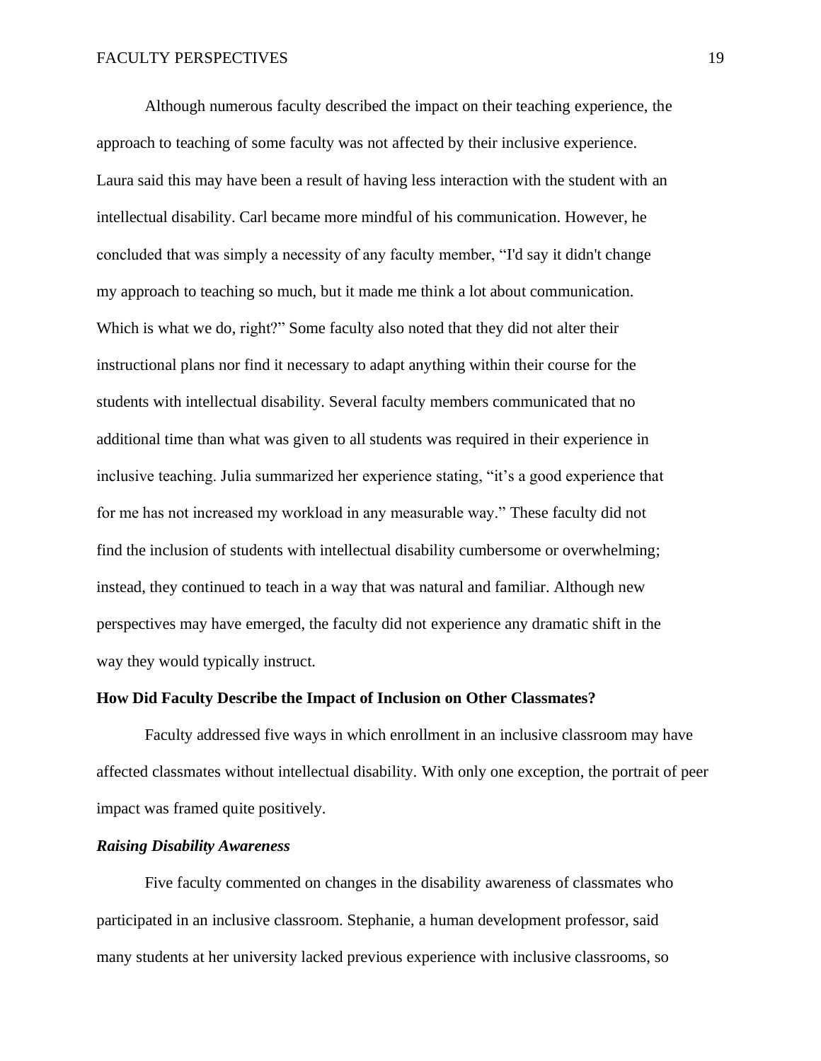Although numerous faculty described the impact on their teaching experience, the approach to teaching of some faculty was not affected by their inclusive experience. Laura said this may have been a result of having less interaction with the student with an intellectual disability. Carl became more mindful of his communication. However, he concluded that was simply a necessity of any faculty member, “I'd say it didn't change my approach to teaching so much, but it made me think a lot about communication. Which is what we do, right?” Some faculty also noted that they did not alter their instructional plans nor find it necessary to adapt anything within their course for the students with intellectual disability. Several faculty members communicated that no additional time than what was given to all students was required in their experience in inclusive teaching. Julia summarized her experience stating, “it’s a good experience that for me has not increased my workload in any measurable way.” These faculty did not find the inclusion of students with intellectual disability cumbersome or overwhelming; instead, they continued to teach in a way that was natural and familiar. Although new perspectives may have emerged, the faculty did not experience any dramatic shift in the way they would typically instruct.

## How Did Faculty Describe the Impact of Inclusion on Other Classmates?

Faculty addressed five ways in which enrollment in an inclusive classroom may have affected classmates without intellectual disability. With only one exception, the portrait of peer impact was framed quite positively.

### *Raising Disability Awareness*

Five faculty commented on changes in the disability awareness of classmates who participated in an inclusive classroom. Stephanie, a human development professor, said many students at her university lacked previous experience with inclusive classrooms, so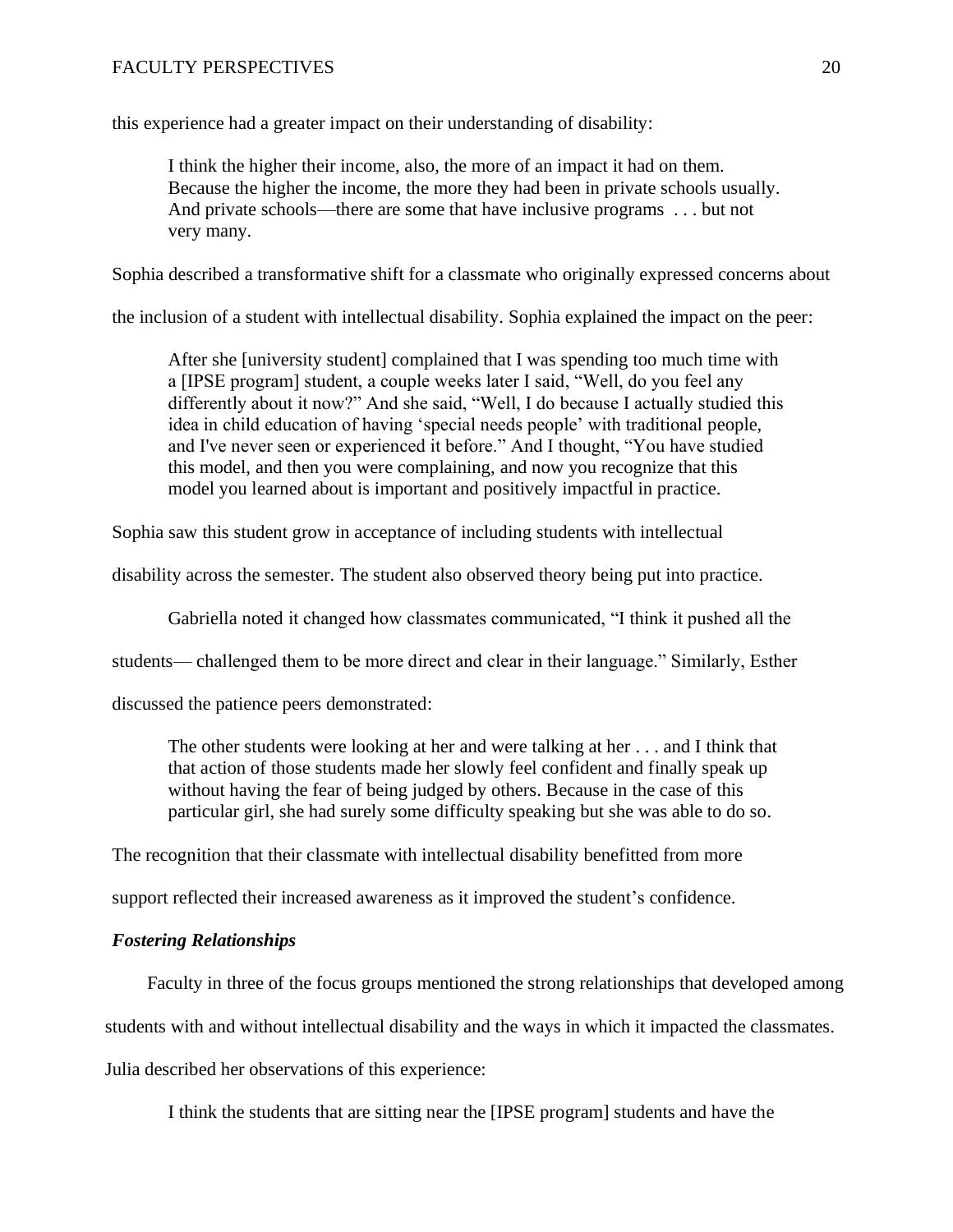this experience had a greater impact on their understanding of disability:

> I think the higher their income, also, the more of an impact it had on them. Because the higher the income, the more they had been in private schools usually. And private schools—there are some that have inclusive programs . . . but not very many.

Sophia described a transformative shift for a classmate who originally expressed concerns about the inclusion of a student with intellectual disability. Sophia explained the impact on the peer:

> After she [university student] complained that I was spending too much time with a [IPSE program] student, a couple weeks later I said, "Well, do you feel any differently about it now?" And she said, "Well, I do because I actually studied this idea in child education of having 'special needs people' with traditional people, and I've never seen or experienced it before." And I thought, "You have studied this model, and then you were complaining, and now you recognize that this model you learned about is important and positively impactful in practice.

Sophia saw this student grow in acceptance of including students with intellectual disability across the semester. The student also observed theory being put into practice.

Gabriella noted it changed how classmates communicated, "I think it pushed all the students— challenged them to be more direct and clear in their language." Similarly, Esther discussed the patience peers demonstrated:

> The other students were looking at her and were talking at her . . . and I think that that action of those students made her slowly feel confident and finally speak up without having the fear of being judged by others. Because in the case of this particular girl, she had surely some difficulty speaking but she was able to do so.

The recognition that their classmate with intellectual disability benefitted from more support reflected their increased awareness as it improved the student's confidence.

### *Fostering Relationships*

Faculty in three of the focus groups mentioned the strong relationships that developed among students with and without intellectual disability and the ways in which it impacted the classmates. Julia described her observations of this experience:

> I think the students that are sitting near the [IPSE program] students and have the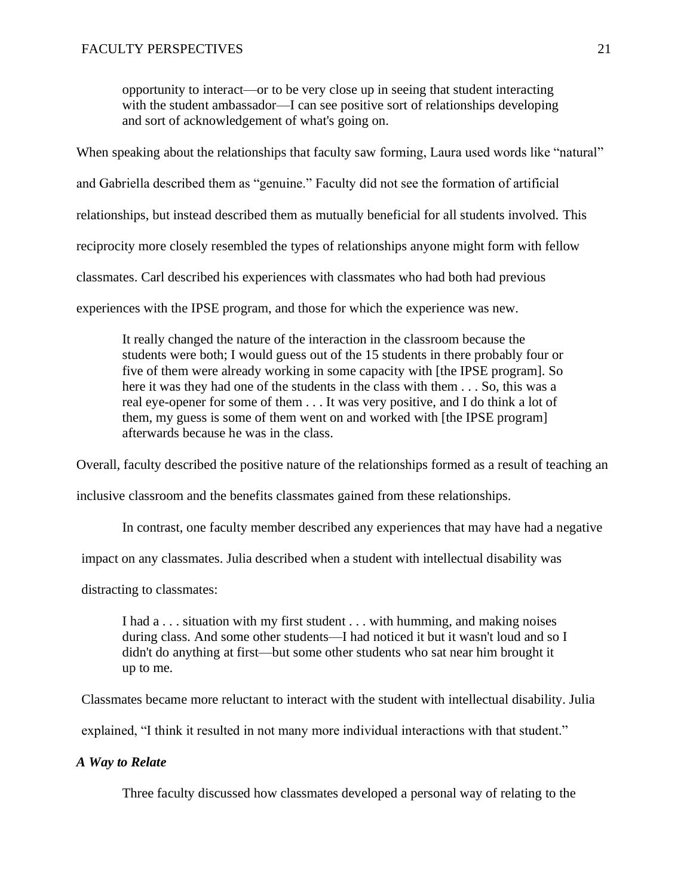> opportunity to interact—or to be very close up in seeing that student interacting with the student ambassador—I can see positive sort of relationships developing and sort of acknowledgement of what's going on.

When speaking about the relationships that faculty saw forming, Laura used words like "natural" and Gabriella described them as "genuine." Faculty did not see the formation of artificial relationships, but instead described them as mutually beneficial for all students involved. This reciprocity more closely resembled the types of relationships anyone might form with fellow classmates. Carl described his experiences with classmates who had both had previous experiences with the IPSE program, and those for which the experience was new.

> It really changed the nature of the interaction in the classroom because the students were both; I would guess out of the 15 students in there probably four or five of them were already working in some capacity with [the IPSE program]. So here it was they had one of the students in the class with them . . . So, this was a real eye-opener for some of them . . . It was very positive, and I do think a lot of them, my guess is some of them went on and worked with [the IPSE program] afterwards because he was in the class.

Overall, faculty described the positive nature of the relationships formed as a result of teaching an inclusive classroom and the benefits classmates gained from these relationships.

In contrast, one faculty member described any experiences that may have had a negative impact on any classmates. Julia described when a student with intellectual disability was distracting to classmates:

> I had a . . . situation with my first student . . . with humming, and making noises during class. And some other students—I had noticed it but it wasn't loud and so I didn't do anything at first—but some other students who sat near him brought it up to me.

Classmates became more reluctant to interact with the student with intellectual disability. Julia explained, "I think it resulted in not many more individual interactions with that student."

### *A Way to Relate*

Three faculty discussed how classmates developed a personal way of relating to the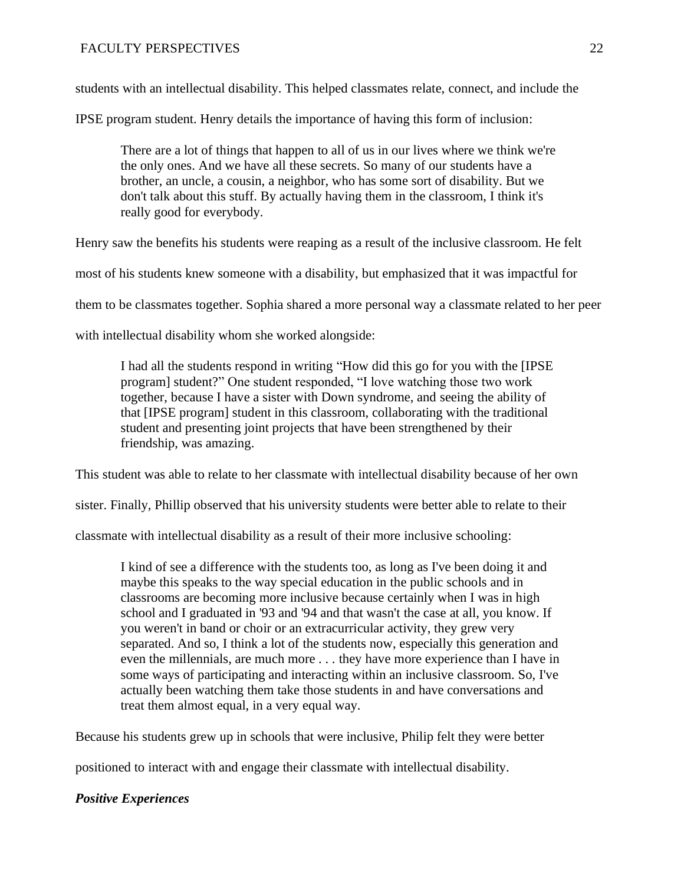students with an intellectual disability. This helped classmates relate, connect, and include the IPSE program student. Henry details the importance of having this form of inclusion:

> There are a lot of things that happen to all of us in our lives where we think we're the only ones. And we have all these secrets. So many of our students have a brother, an uncle, a cousin, a neighbor, who has some sort of disability. But we don't talk about this stuff. By actually having them in the classroom, I think it's really good for everybody.

Henry saw the benefits his students were reaping as a result of the inclusive classroom. He felt most of his students knew someone with a disability, but emphasized that it was impactful for them to be classmates together. Sophia shared a more personal way a classmate related to her peer with intellectual disability whom she worked alongside:

> I had all the students respond in writing "How did this go for you with the [IPSE program] student?" One student responded, "I love watching those two work together, because I have a sister with Down syndrome, and seeing the ability of that [IPSE program] student in this classroom, collaborating with the traditional student and presenting joint projects that have been strengthened by their friendship, was amazing.

This student was able to relate to her classmate with intellectual disability because of her own sister. Finally, Phillip observed that his university students were better able to relate to their classmate with intellectual disability as a result of their more inclusive schooling:

> I kind of see a difference with the students too, as long as I've been doing it and maybe this speaks to the way special education in the public schools and in classrooms are becoming more inclusive because certainly when I was in high school and I graduated in '93 and '94 and that wasn't the case at all, you know. If you weren't in band or choir or an extracurricular activity, they grew very separated. And so, I think a lot of the students now, especially this generation and even the millennials, are much more . . . they have more experience than I have in some ways of participating and interacting within an inclusive classroom. So, I've actually been watching them take those students in and have conversations and treat them almost equal, in a very equal way.

Because his students grew up in schools that were inclusive, Philip felt they were better positioned to interact with and engage their classmate with intellectual disability.

***Positive Experiences***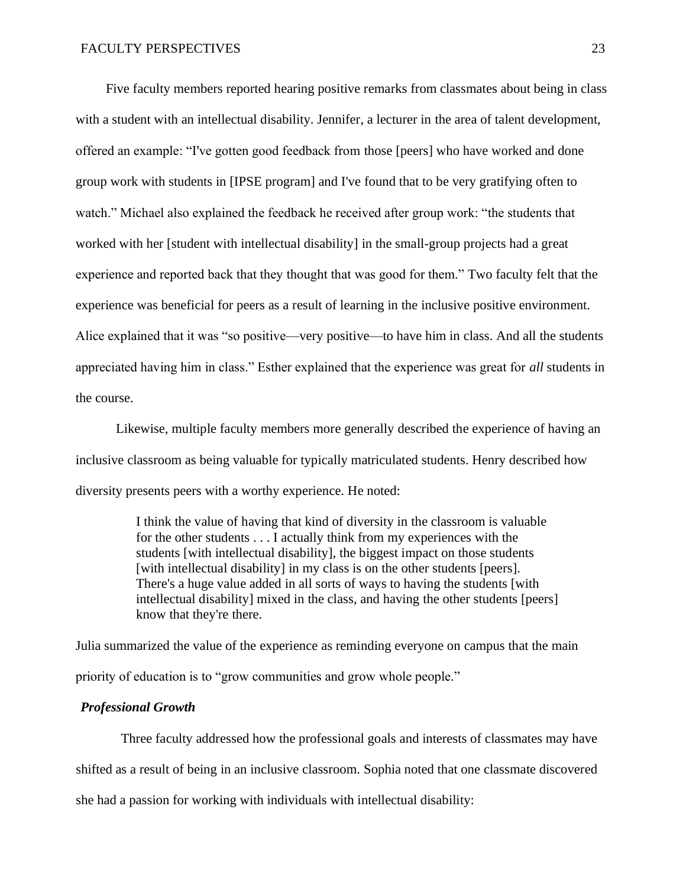Five faculty members reported hearing positive remarks from classmates about being in class with a student with an intellectual disability. Jennifer, a lecturer in the area of talent development, offered an example: “I've gotten good feedback from those [peers] who have worked and done group work with students in [IPSE program] and I've found that to be very gratifying often to watch.” Michael also explained the feedback he received after group work: “the students that worked with her [student with intellectual disability] in the small-group projects had a great experience and reported back that they thought that was good for them.” Two faculty felt that the experience was beneficial for peers as a result of learning in the inclusive positive environment. Alice explained that it was “so positive—very positive—to have him in class. And all the students appreciated having him in class.” Esther explained that the experience was great for *all* students in the course.

Likewise, multiple faculty members more generally described the experience of having an inclusive classroom as being valuable for typically matriculated students. Henry described how diversity presents peers with a worthy experience. He noted:

> I think the value of having that kind of diversity in the classroom is valuable for the other students . . . I actually think from my experiences with the students [with intellectual disability], the biggest impact on those students [with intellectual disability] in my class is on the other students [peers]. There's a huge value added in all sorts of ways to having the students [with intellectual disability] mixed in the class, and having the other students [peers] know that they're there.

Julia summarized the value of the experience as reminding everyone on campus that the main priority of education is to “grow communities and grow whole people.”

***Professional Growth***

Three faculty addressed how the professional goals and interests of classmates may have shifted as a result of being in an inclusive classroom. Sophia noted that one classmate discovered she had a passion for working with individuals with intellectual disability: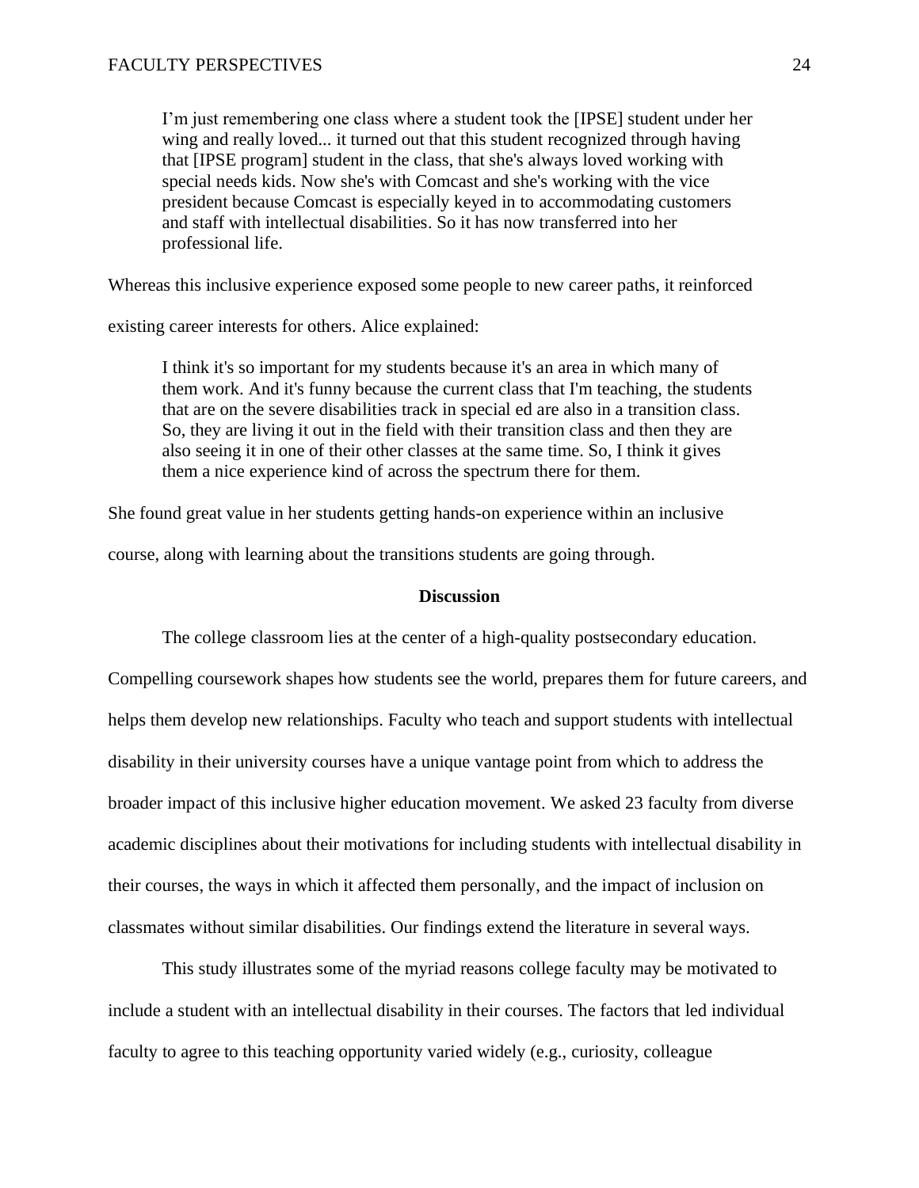> I'm just remembering one class where a student took the [IPSE] student under her wing and really loved... it turned out that this student recognized through having that [IPSE program] student in the class, that she's always loved working with special needs kids. Now she's with Comcast and she's working with the vice president because Comcast is especially keyed in to accommodating customers and staff with intellectual disabilities. So it has now transferred into her professional life.

Whereas this inclusive experience exposed some people to new career paths, it reinforced existing career interests for others. Alice explained:

> I think it's so important for my students because it's an area in which many of them work. And it's funny because the current class that I'm teaching, the students that are on the severe disabilities track in special ed are also in a transition class. So, they are living it out in the field with their transition class and then they are also seeing it in one of their other classes at the same time. So, I think it gives them a nice experience kind of across the spectrum there for them.

She found great value in her students getting hands-on experience within an inclusive course, along with learning about the transitions students are going through.

## Discussion

The college classroom lies at the center of a high-quality postsecondary education. Compelling coursework shapes how students see the world, prepares them for future careers, and helps them develop new relationships. Faculty who teach and support students with intellectual disability in their university courses have a unique vantage point from which to address the broader impact of this inclusive higher education movement. We asked 23 faculty from diverse academic disciplines about their motivations for including students with intellectual disability in their courses, the ways in which it affected them personally, and the impact of inclusion on classmates without similar disabilities. Our findings extend the literature in several ways.

This study illustrates some of the myriad reasons college faculty may be motivated to include a student with an intellectual disability in their courses. The factors that led individual faculty to agree to this teaching opportunity varied widely (e.g., curiosity, colleague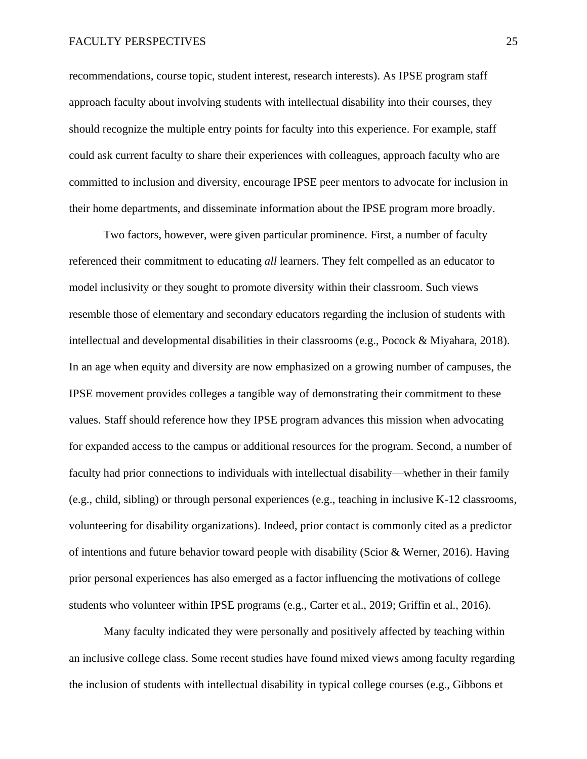recommendations, course topic, student interest, research interests). As IPSE program staff approach faculty about involving students with intellectual disability into their courses, they should recognize the multiple entry points for faculty into this experience. For example, staff could ask current faculty to share their experiences with colleagues, approach faculty who are committed to inclusion and diversity, encourage IPSE peer mentors to advocate for inclusion in their home departments, and disseminate information about the IPSE program more broadly.

Two factors, however, were given particular prominence. First, a number of faculty referenced their commitment to educating *all* learners. They felt compelled as an educator to model inclusivity or they sought to promote diversity within their classroom. Such views resemble those of elementary and secondary educators regarding the inclusion of students with intellectual and developmental disabilities in their classrooms (e.g., Pocock & Miyahara, 2018). In an age when equity and diversity are now emphasized on a growing number of campuses, the IPSE movement provides colleges a tangible way of demonstrating their commitment to these values. Staff should reference how they IPSE program advances this mission when advocating for expanded access to the campus or additional resources for the program. Second, a number of faculty had prior connections to individuals with intellectual disability—whether in their family (e.g., child, sibling) or through personal experiences (e.g., teaching in inclusive K-12 classrooms, volunteering for disability organizations). Indeed, prior contact is commonly cited as a predictor of intentions and future behavior toward people with disability (Scior & Werner, 2016). Having prior personal experiences has also emerged as a factor influencing the motivations of college students who volunteer within IPSE programs (e.g., Carter et al., 2019; Griffin et al., 2016).

Many faculty indicated they were personally and positively affected by teaching within an inclusive college class. Some recent studies have found mixed views among faculty regarding the inclusion of students with intellectual disability in typical college courses (e.g., Gibbons et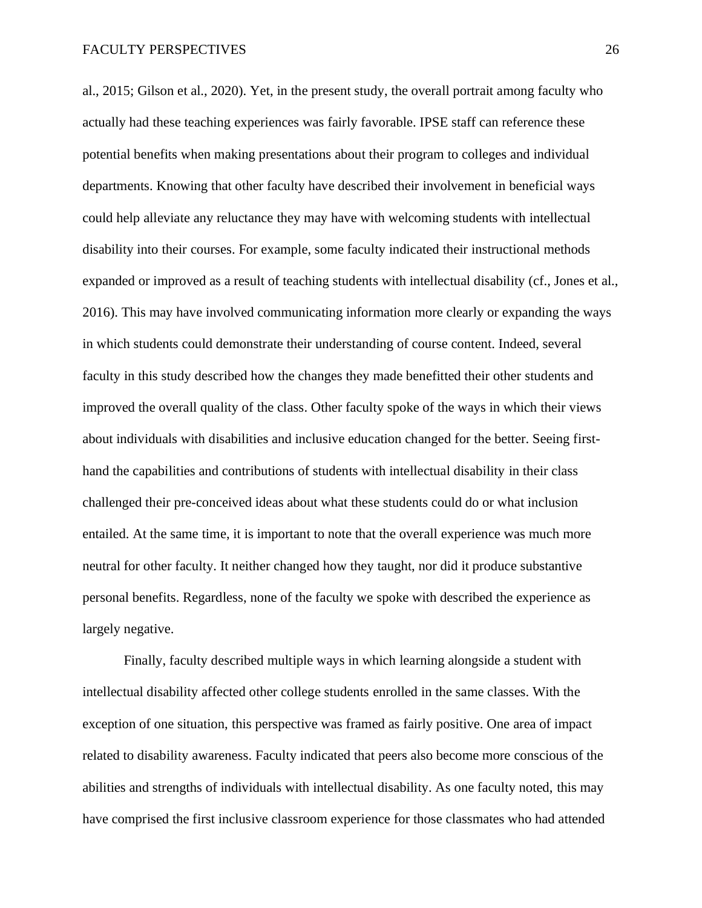al., 2015; Gilson et al., 2020). Yet, in the present study, the overall portrait among faculty who actually had these teaching experiences was fairly favorable. IPSE staff can reference these potential benefits when making presentations about their program to colleges and individual departments. Knowing that other faculty have described their involvement in beneficial ways could help alleviate any reluctance they may have with welcoming students with intellectual disability into their courses. For example, some faculty indicated their instructional methods expanded or improved as a result of teaching students with intellectual disability (cf., Jones et al., 2016). This may have involved communicating information more clearly or expanding the ways in which students could demonstrate their understanding of course content. Indeed, several faculty in this study described how the changes they made benefitted their other students and improved the overall quality of the class. Other faculty spoke of the ways in which their views about individuals with disabilities and inclusive education changed for the better. Seeing first-hand the capabilities and contributions of students with intellectual disability in their class challenged their pre-conceived ideas about what these students could do or what inclusion entailed. At the same time, it is important to note that the overall experience was much more neutral for other faculty. It neither changed how they taught, nor did it produce substantive personal benefits. Regardless, none of the faculty we spoke with described the experience as largely negative.

Finally, faculty described multiple ways in which learning alongside a student with intellectual disability affected other college students enrolled in the same classes. With the exception of one situation, this perspective was framed as fairly positive. One area of impact related to disability awareness. Faculty indicated that peers also become more conscious of the abilities and strengths of individuals with intellectual disability. As one faculty noted, this may have comprised the first inclusive classroom experience for those classmates who had attended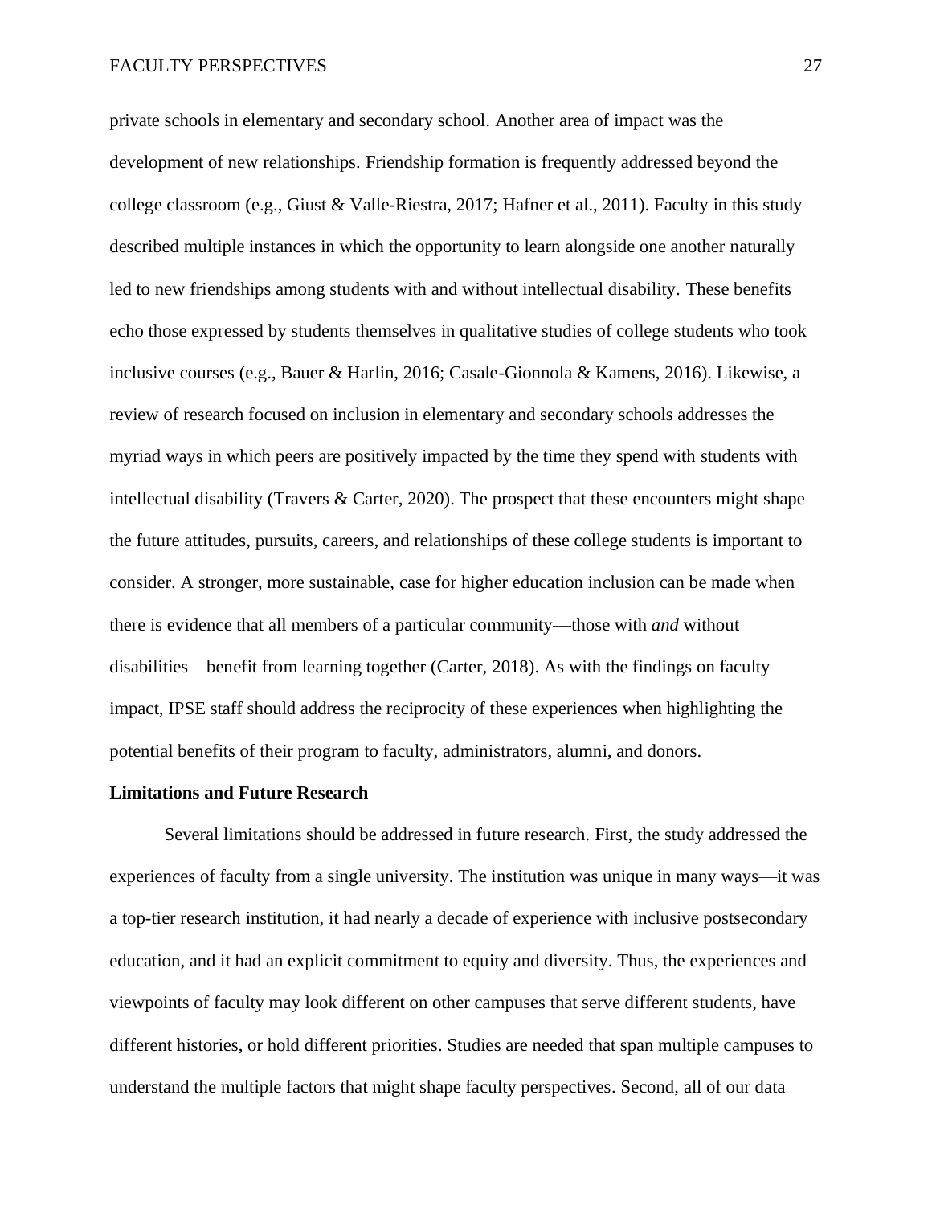private schools in elementary and secondary school. Another area of impact was the development of new relationships. Friendship formation is frequently addressed beyond the college classroom (e.g., Giust & Valle-Riestra, 2017; Hafner et al., 2011). Faculty in this study described multiple instances in which the opportunity to learn alongside one another naturally led to new friendships among students with and without intellectual disability. These benefits echo those expressed by students themselves in qualitative studies of college students who took inclusive courses (e.g., Bauer & Harlin, 2016; Casale-Gionnola & Kamens, 2016). Likewise, a review of research focused on inclusion in elementary and secondary schools addresses the myriad ways in which peers are positively impacted by the time they spend with students with intellectual disability (Travers & Carter, 2020). The prospect that these encounters might shape the future attitudes, pursuits, careers, and relationships of these college students is important to consider. A stronger, more sustainable, case for higher education inclusion can be made when there is evidence that all members of a particular community—those with *and* without disabilities—benefit from learning together (Carter, 2018). As with the findings on faculty impact, IPSE staff should address the reciprocity of these experiences when highlighting the potential benefits of their program to faculty, administrators, alumni, and donors.

## Limitations and Future Research

Several limitations should be addressed in future research. First, the study addressed the experiences of faculty from a single university. The institution was unique in many ways—it was a top-tier research institution, it had nearly a decade of experience with inclusive postsecondary education, and it had an explicit commitment to equity and diversity. Thus, the experiences and viewpoints of faculty may look different on other campuses that serve different students, have different histories, or hold different priorities. Studies are needed that span multiple campuses to understand the multiple factors that might shape faculty perspectives. Second, all of our data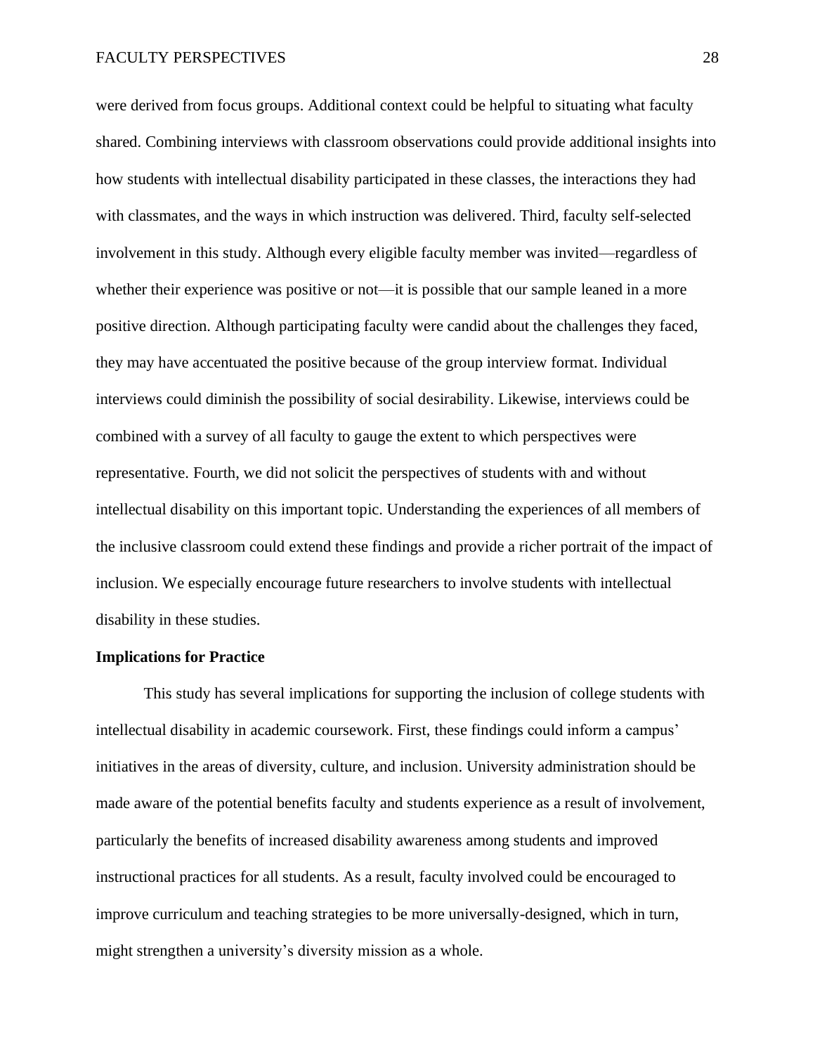were derived from focus groups. Additional context could be helpful to situating what faculty shared. Combining interviews with classroom observations could provide additional insights into how students with intellectual disability participated in these classes, the interactions they had with classmates, and the ways in which instruction was delivered. Third, faculty self-selected involvement in this study. Although every eligible faculty member was invited—regardless of whether their experience was positive or not—it is possible that our sample leaned in a more positive direction. Although participating faculty were candid about the challenges they faced, they may have accentuated the positive because of the group interview format. Individual interviews could diminish the possibility of social desirability. Likewise, interviews could be combined with a survey of all faculty to gauge the extent to which perspectives were representative. Fourth, we did not solicit the perspectives of students with and without intellectual disability on this important topic. Understanding the experiences of all members of the inclusive classroom could extend these findings and provide a richer portrait of the impact of inclusion. We especially encourage future researchers to involve students with intellectual disability in these studies.

**Implications for Practice**

This study has several implications for supporting the inclusion of college students with intellectual disability in academic coursework. First, these findings could inform a campus' initiatives in the areas of diversity, culture, and inclusion. University administration should be made aware of the potential benefits faculty and students experience as a result of involvement, particularly the benefits of increased disability awareness among students and improved instructional practices for all students. As a result, faculty involved could be encouraged to improve curriculum and teaching strategies to be more universally-designed, which in turn, might strengthen a university's diversity mission as a whole.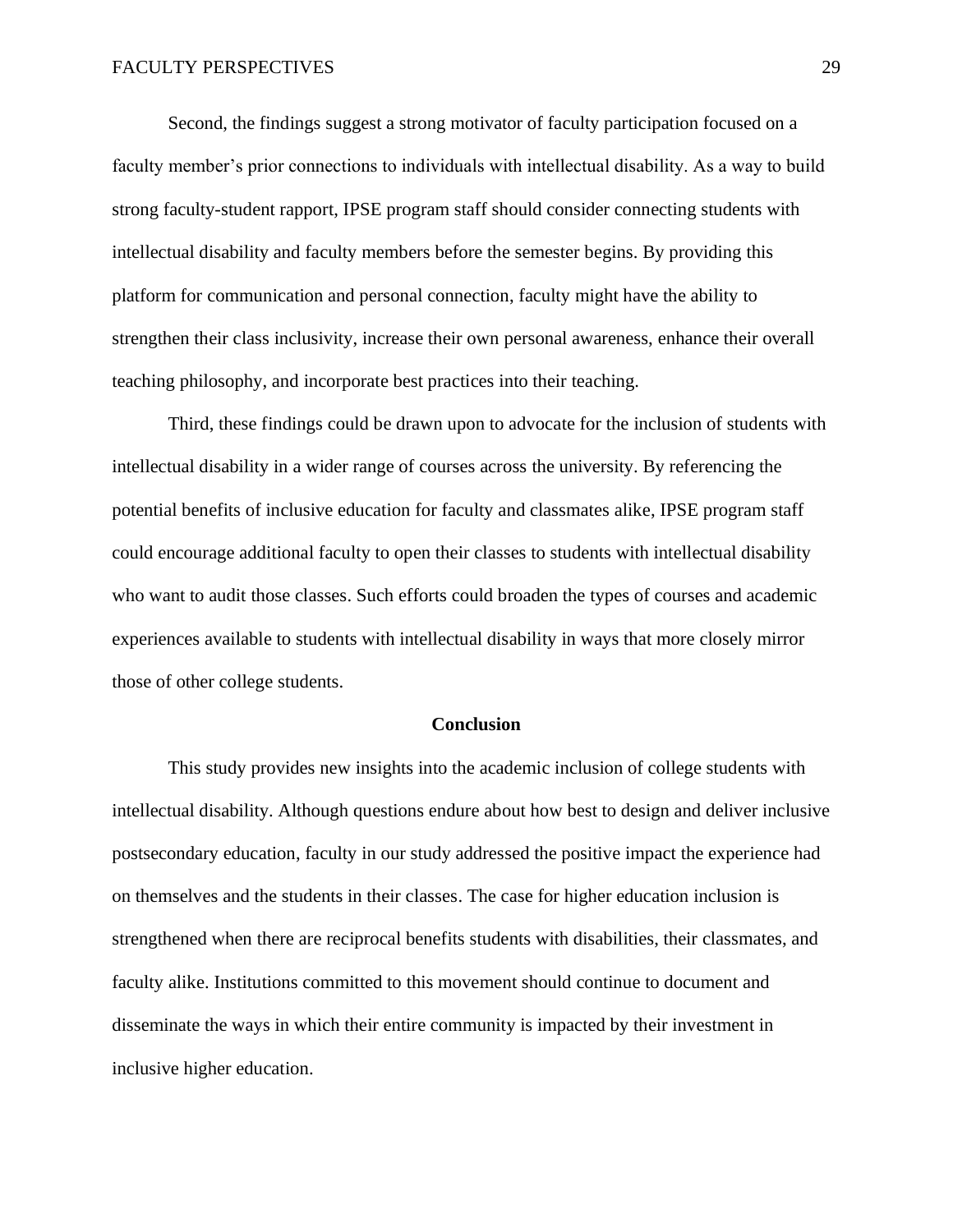Second, the findings suggest a strong motivator of faculty participation focused on a faculty member's prior connections to individuals with intellectual disability. As a way to build strong faculty-student rapport, IPSE program staff should consider connecting students with intellectual disability and faculty members before the semester begins. By providing this platform for communication and personal connection, faculty might have the ability to strengthen their class inclusivity, increase their own personal awareness, enhance their overall teaching philosophy, and incorporate best practices into their teaching.

Third, these findings could be drawn upon to advocate for the inclusion of students with intellectual disability in a wider range of courses across the university. By referencing the potential benefits of inclusive education for faculty and classmates alike, IPSE program staff could encourage additional faculty to open their classes to students with intellectual disability who want to audit those classes. Such efforts could broaden the types of courses and academic experiences available to students with intellectual disability in ways that more closely mirror those of other college students.

## Conclusion

This study provides new insights into the academic inclusion of college students with intellectual disability. Although questions endure about how best to design and deliver inclusive postsecondary education, faculty in our study addressed the positive impact the experience had on themselves and the students in their classes. The case for higher education inclusion is strengthened when there are reciprocal benefits students with disabilities, their classmates, and faculty alike. Institutions committed to this movement should continue to document and disseminate the ways in which their entire community is impacted by their investment in inclusive higher education.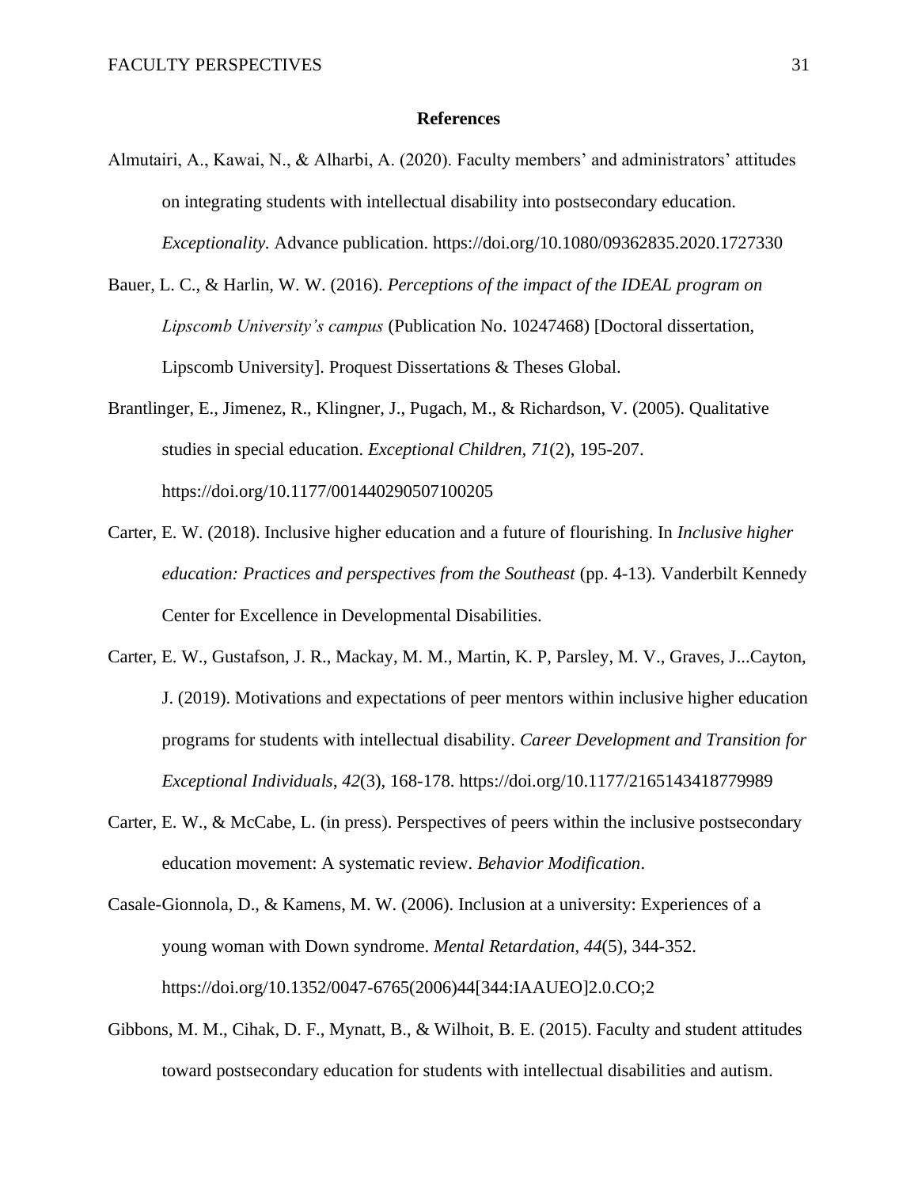## References

Almutairi, A., Kawai, N., & Alharbi, A. (2020). Faculty members' and administrators' attitudes on integrating students with intellectual disability into postsecondary education. *Exceptionality.* Advance publication. https://doi.org/10.1080/09362835.2020.1727330

Bauer, L. C., & Harlin, W. W. (2016). *Perceptions of the impact of the IDEAL program on Lipscomb University's campus* (Publication No. 10247468) [Doctoral dissertation, Lipscomb University]. Proquest Dissertations & Theses Global.

Brantlinger, E., Jimenez, R., Klingner, J., Pugach, M., & Richardson, V. (2005). Qualitative studies in special education. *Exceptional Children, 71*(2), 195-207. https://doi.org/10.1177/001440290507100205

Carter, E. W. (2018). Inclusive higher education and a future of flourishing. In *Inclusive higher education: Practices and perspectives from the Southeast* (pp. 4-13)*.* Vanderbilt Kennedy Center for Excellence in Developmental Disabilities.

Carter, E. W., Gustafson, J. R., Mackay, M. M., Martin, K. P, Parsley, M. V., Graves, J...Cayton, J. (2019). Motivations and expectations of peer mentors within inclusive higher education programs for students with intellectual disability. *Career Development and Transition for Exceptional Individuals*, *42*(3), 168-178. https://doi.org/10.1177/2165143418779989

Carter, E. W., & McCabe, L. (in press). Perspectives of peers within the inclusive postsecondary education movement: A systematic review. *Behavior Modification*.

Casale-Gionnola, D., & Kamens, M. W. (2006). Inclusion at a university: Experiences of a young woman with Down syndrome. *Mental Retardation*, *44*(5), 344-352. https://doi.org/10.1352/0047-6765(2006)44[344:IAAUEO]2.0.CO;2

Gibbons, M. M., Cihak, D. F., Mynatt, B., & Wilhoit, B. E. (2015). Faculty and student attitudes toward postsecondary education for students with intellectual disabilities and autism.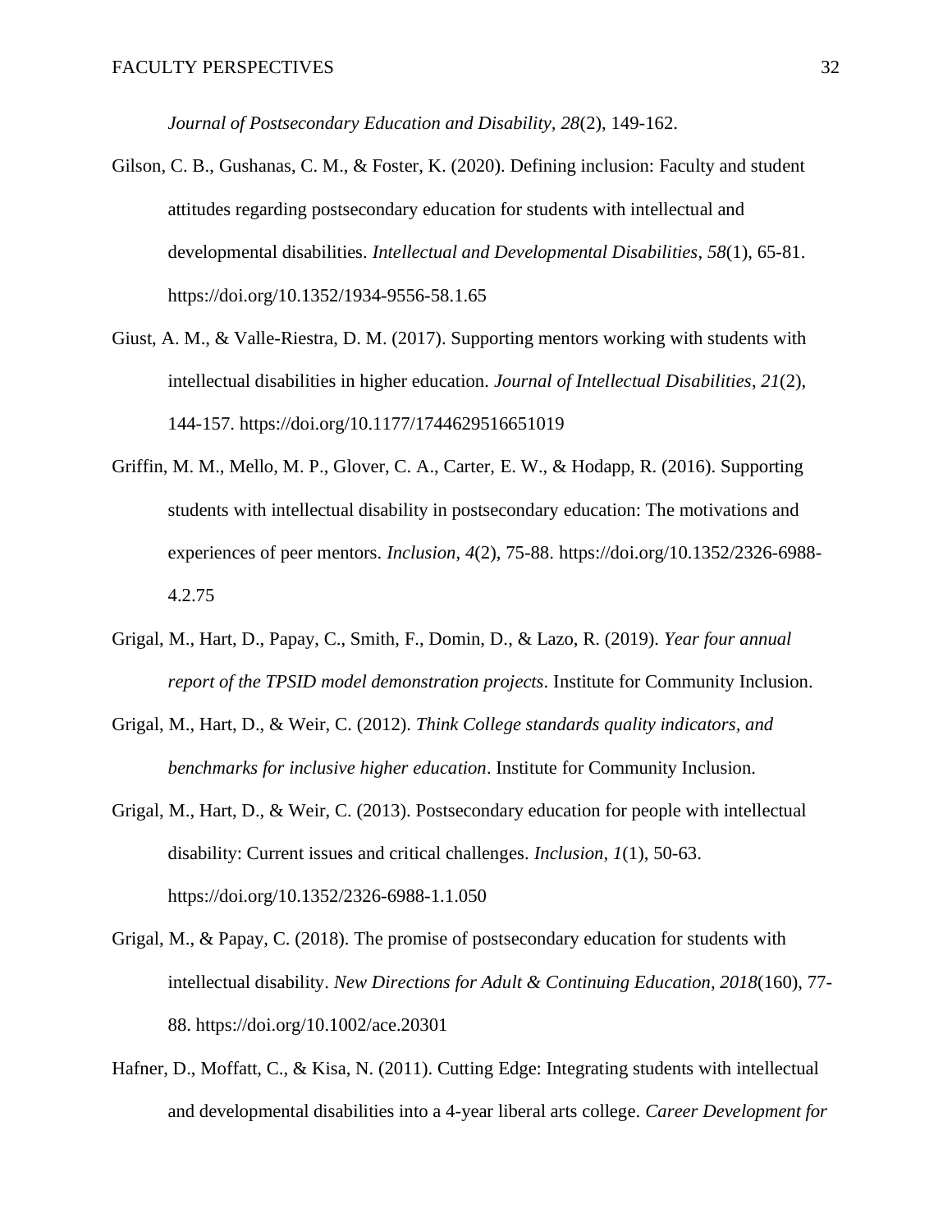*Journal of Postsecondary Education and Disability*, *28*(2), 149-162.

Gilson, C. B., Gushanas, C. M., & Foster, K. (2020). Defining inclusion: Faculty and student attitudes regarding postsecondary education for students with intellectual and developmental disabilities. *Intellectual and Developmental Disabilities*, *58*(1), 65-81. https://doi.org/10.1352/1934-9556-58.1.65

Giust, A. M., & Valle-Riestra, D. M. (2017). Supporting mentors working with students with intellectual disabilities in higher education. *Journal of Intellectual Disabilities*, *21*(2), 144-157. https://doi.org/10.1177/1744629516651019

Griffin, M. M., Mello, M. P., Glover, C. A., Carter, E. W., & Hodapp, R. (2016). Supporting students with intellectual disability in postsecondary education: The motivations and experiences of peer mentors. *Inclusion*, *4*(2), 75-88. https://doi.org/10.1352/2326-6988-4.2.75

Grigal, M., Hart, D., Papay, C., Smith, F., Domin, D., & Lazo, R. (2019). *Year four annual report of the TPSID model demonstration projects*. Institute for Community Inclusion.

Grigal, M., Hart, D., & Weir, C. (2012). *Think College standards quality indicators, and benchmarks for inclusive higher education*. Institute for Community Inclusion.

Grigal, M., Hart, D., & Weir, C. (2013). Postsecondary education for people with intellectual disability: Current issues and critical challenges. *Inclusion*, *1*(1), 50-63. https://doi.org/10.1352/2326-6988-1.1.050

Grigal, M., & Papay, C. (2018). The promise of postsecondary education for students with intellectual disability. *New Directions for Adult & Continuing Education*, *2018*(160), 77-88. https://doi.org/10.1002/ace.20301

Hafner, D., Moffatt, C., & Kisa, N. (2011). Cutting Edge: Integrating students with intellectual and developmental disabilities into a 4-year liberal arts college. *Career Development for*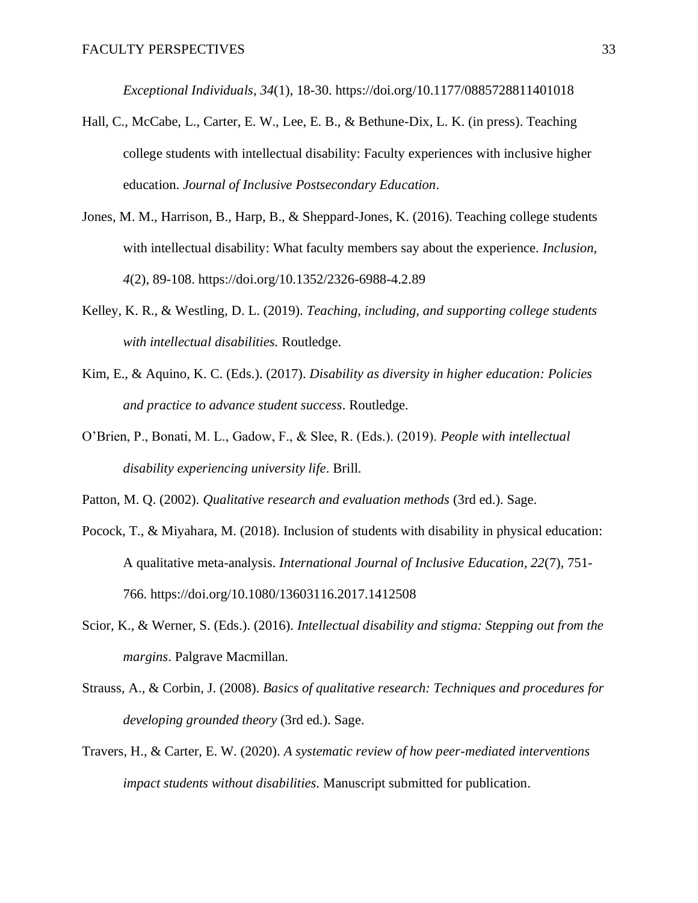*Exceptional Individuals*, *34*(1), 18-30. https://doi.org/10.1177/0885728811401018

Hall, C., McCabe, L., Carter, E. W., Lee, E. B., & Bethune-Dix, L. K. (in press). Teaching college students with intellectual disability: Faculty experiences with inclusive higher education. *Journal of Inclusive Postsecondary Education*.

Jones, M. M., Harrison, B., Harp, B., & Sheppard-Jones, K. (2016). Teaching college students with intellectual disability: What faculty members say about the experience. *Inclusion, 4*(2), 89-108. https://doi.org/10.1352/2326-6988-4.2.89

Kelley, K. R., & Westling, D. L. (2019). *Teaching, including, and supporting college students with intellectual disabilities.* Routledge.

Kim, E., & Aquino, K. C. (Eds.). (2017). *Disability as diversity in higher education: Policies and practice to advance student success*. Routledge.

O'Brien, P., Bonati, M. L., Gadow, F., & Slee, R. (Eds.). (2019). *People with intellectual disability experiencing university life*. Brill.

Patton, M. Q. (2002). *Qualitative research and evaluation methods* (3rd ed.). Sage.

Pocock, T., & Miyahara, M. (2018). Inclusion of students with disability in physical education: A qualitative meta-analysis. *International Journal of Inclusive Education*, *22*(7), 751-766. https://doi.org/10.1080/13603116.2017.1412508

Scior, K., & Werner, S. (Eds.). (2016). *Intellectual disability and stigma: Stepping out from the margins*. Palgrave Macmillan.

Strauss, A., & Corbin, J. (2008). *Basics of qualitative research: Techniques and procedures for developing grounded theory* (3rd ed.). Sage.

Travers, H., & Carter, E. W. (2020). *A systematic review of how peer-mediated interventions impact students without disabilities*. Manuscript submitted for publication.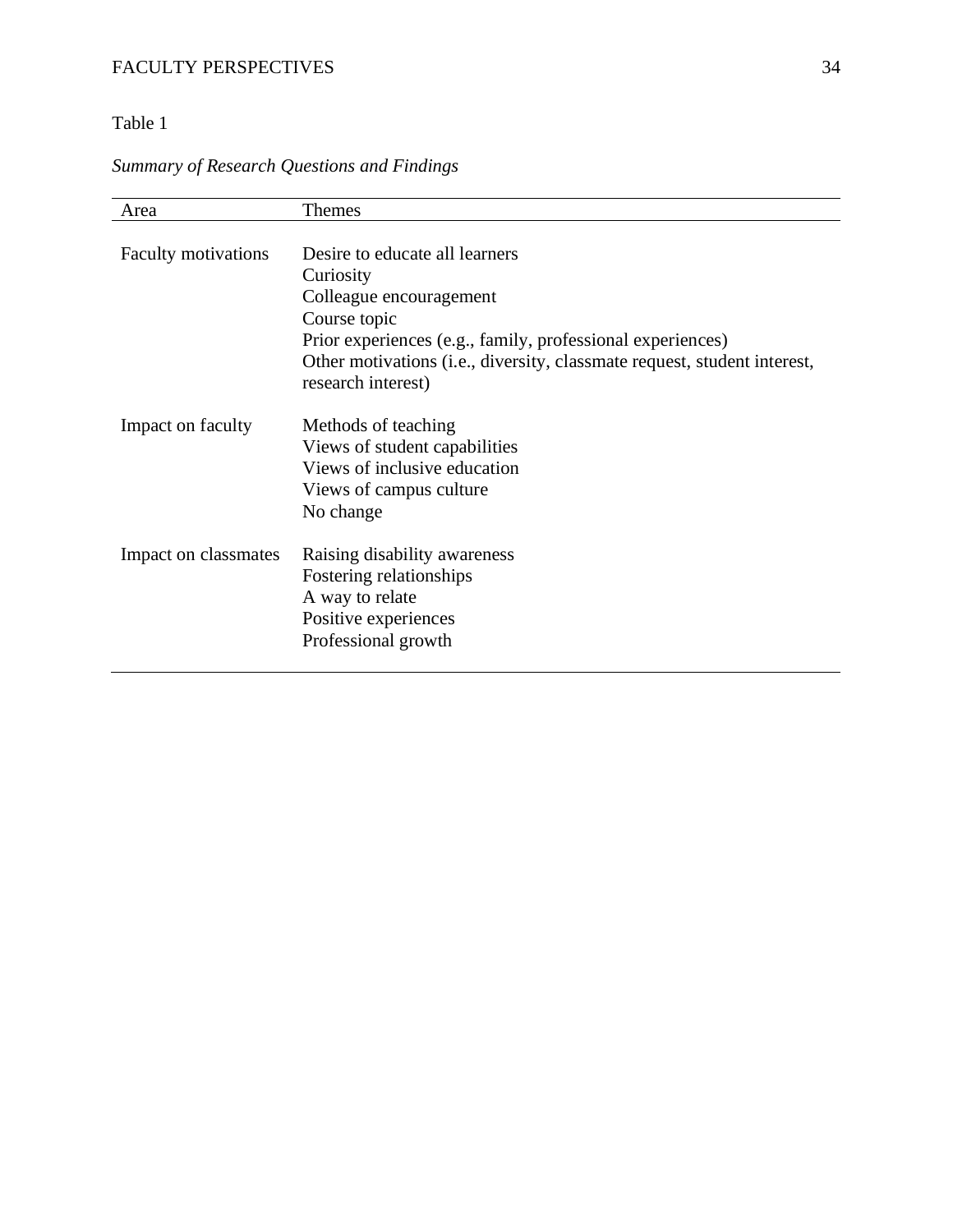Table 1

*Summary of Research Questions and Findings*

| Area | Themes |
|---|---|
| Faculty motivations | Desire to educate all learners<br>Curiosity<br>Colleague encouragement<br>Course topic<br>Prior experiences (e.g., family, professional experiences)<br>Other motivations (i.e., diversity, classmate request, student interest, research interest) |
| Impact on faculty | Methods of teaching<br>Views of student capabilities<br>Views of inclusive education<br>Views of campus culture<br>No change |
| Impact on classmates | Raising disability awareness<br>Fostering relationships<br>A way to relate<br>Positive experiences<br>Professional growth |